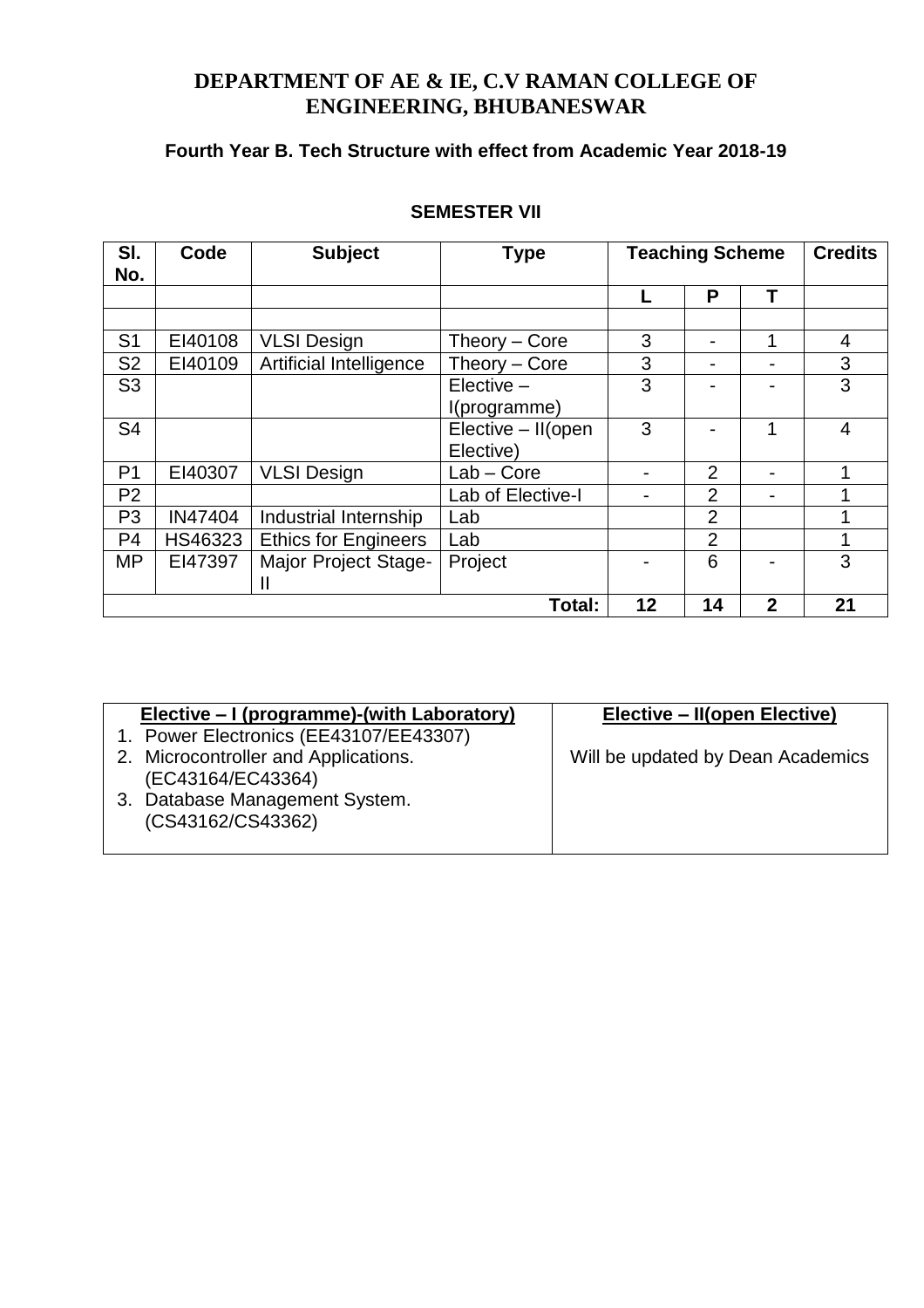# DEPARTMENT OF AE & IE, C.V RAMAN COLLEGE OF ENGINEERING, BHUBANESWAR

### Fourth Year B. Tech Structure with effect from Academic Year 2018-19

#### SEMESTER VII

| Sl. No. | Code | Subject | Type | Teaching Scheme | | | Credits |
|---|---|---|---|---|---|---|---|
| | | | | L | P | T | |
| | | | | | | | |
| S1 | EI40108 | VLSI Design | Theory – Core | 3 | - | 1 | 4 |
| S2 | EI40109 | Artificial Intelligence | Theory – Core | 3 | - | - | 3 |
| S3 | | | Elective – I(programme) | 3 | - | - | 3 |
| S4 | | | Elective – II(open Elective) | 3 | - | 1 | 4 |
| P1 | EI40307 | VLSI Design | Lab – Core | - | 2 | - | 1 |
| P2 | | | Lab of Elective-I | - | 2 | - | 1 |
| P3 | IN47404 | Industrial Internship | Lab | | 2 | | 1 |
| P4 | HS46323 | Ethics for Engineers | Lab | | 2 | | 1 |
| MP | EI47397 | Major Project Stage-II | Project | - | 6 | - | 3 |
| | | | **Total:** | **12** | **14** | **2** | **21** |

| Elective – I (programme)-(with Laboratory) | Elective – II(open Elective) |
|---|---|
| 1. Power Electronics (EE43107/EE43307)<br>2. Microcontroller and Applications. (EC43164/EC43364)<br>3. Database Management System. (CS43162/CS43362) | Will be updated by Dean Academics |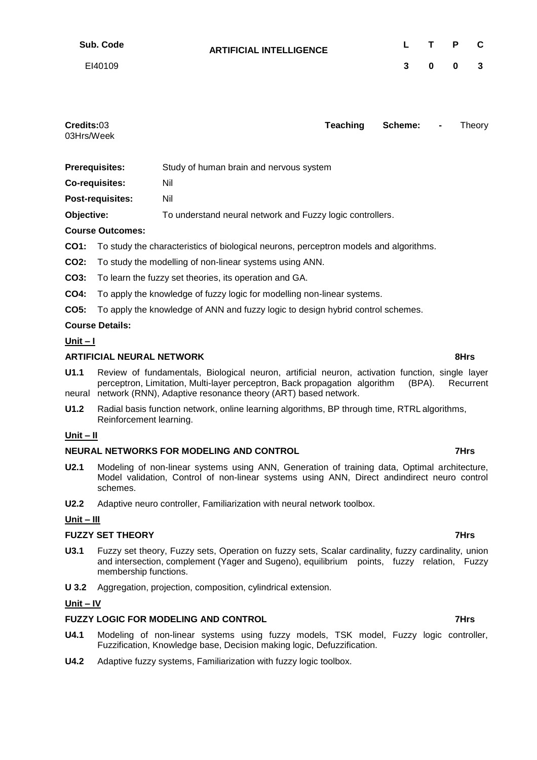| Sub. Code | ARTIFICIAL INTELLIGENCE | L | T | P | C |
|---|---|---|---|---|---|
| EI40109 | | 3 | 0 | 0 | 3 |

**Credits:**03 **Teaching Scheme: -** Theory 03Hrs/Week

**Prerequisites:** Study of human brain and nervous system

**Co-requisites:** Nil

**Post-requisites:** Nil

**Objective:** To understand neural network and Fuzzy logic controllers.

**Course Outcomes:**

**CO1:** To study the characteristics of biological neurons, perceptron models and algorithms.

**CO2:** To study the modelling of non-linear systems using ANN.

**CO3:** To learn the fuzzy set theories, its operation and GA.

**CO4:** To apply the knowledge of fuzzy logic for modelling non-linear systems.

**CO5:** To apply the knowledge of ANN and fuzzy logic to design hybrid control schemes.

**Course Details:**

**Unit – I**

**ARTIFICIAL NEURAL NETWORK 8Hrs**

**U1.1** Review of fundamentals, Biological neuron, artificial neuron, activation function, single layer perceptron, Limitation, Multi-layer perceptron, Back propagation algorithm (BPA). Recurrent neural network (RNN), Adaptive resonance theory (ART) based network.

**U1.2** Radial basis function network, online learning algorithms, BP through time, RTRL algorithms, Reinforcement learning.

**Unit – II**

**NEURAL NETWORKS FOR MODELING AND CONTROL 7Hrs**

**U2.1** Modeling of non-linear systems using ANN, Generation of training data, Optimal architecture, Model validation, Control of non-linear systems using ANN, Direct andindirect neuro control schemes.

**U2.2** Adaptive neuro controller, Familiarization with neural network toolbox.

**Unit – III**

**FUZZY SET THEORY 7Hrs**

**U3.1** Fuzzy set theory, Fuzzy sets, Operation on fuzzy sets, Scalar cardinality, fuzzy cardinality, union and intersection, complement (Yager and Sugeno), equilibrium points, fuzzy relation, Fuzzy membership functions.

**U 3.2** Aggregation, projection, composition, cylindrical extension.

**Unit – IV**

**FUZZY LOGIC FOR MODELING AND CONTROL 7Hrs**

**U4.1** Modeling of non-linear systems using fuzzy models, TSK model, Fuzzy logic controller, Fuzzification, Knowledge base, Decision making logic, Defuzzification.

**U4.2** Adaptive fuzzy systems, Familiarization with fuzzy logic toolbox.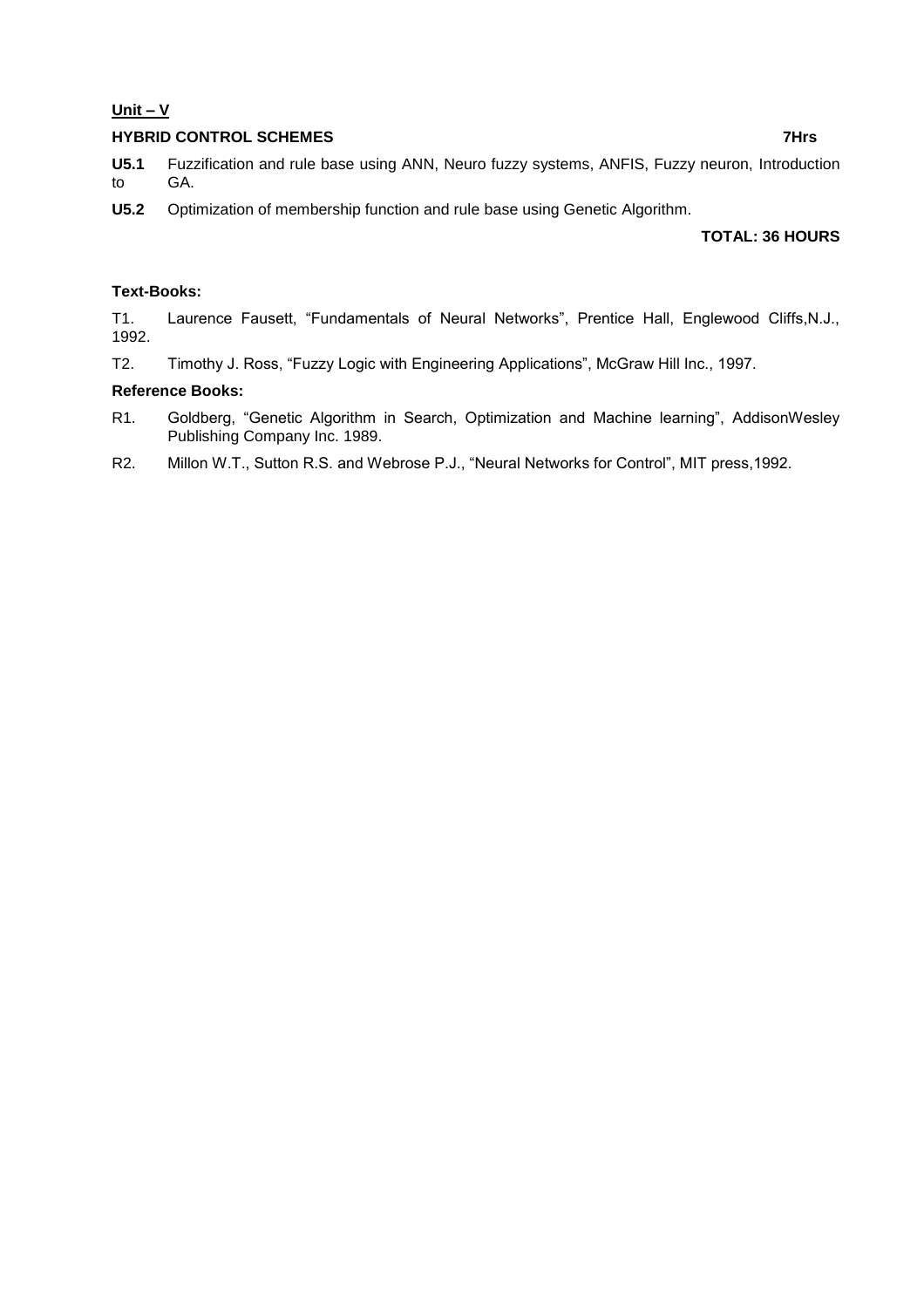**Unit – V**

**HYBRID CONTROL SCHEMES** **7Hrs**

**U5.1** Fuzzification and rule base using ANN, Neuro fuzzy systems, ANFIS, Fuzzy neuron, Introduction to GA.

**U5.2** Optimization of membership function and rule base using Genetic Algorithm.

**TOTAL: 36 HOURS**

**Text-Books:**

T1. Laurence Fausett, "Fundamentals of Neural Networks", Prentice Hall, Englewood Cliffs,N.J., 1992.

T2. Timothy J. Ross, "Fuzzy Logic with Engineering Applications", McGraw Hill Inc., 1997.

**Reference Books:**

R1. Goldberg, "Genetic Algorithm in Search, Optimization and Machine learning", AddisonWesley Publishing Company Inc. 1989.

R2. Millon W.T., Sutton R.S. and Webrose P.J., "Neural Networks for Control", MIT press,1992.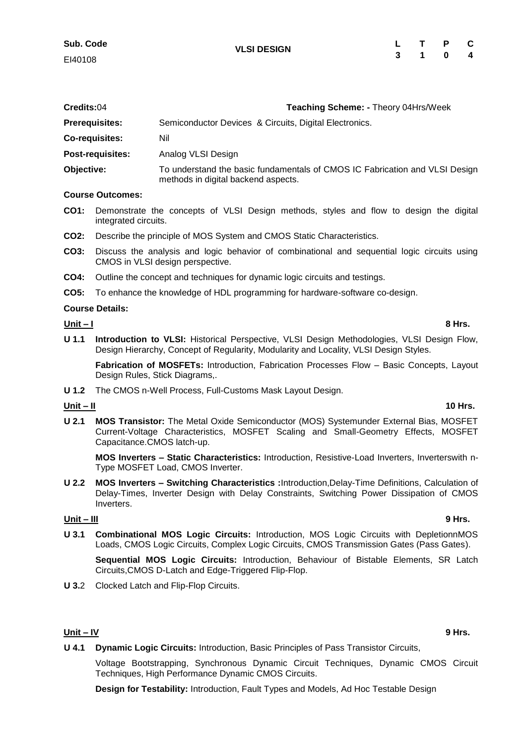| Sub. Code | VLSI DESIGN | L | T | P | C |
| --- | --- | --- | --- | --- | --- |
| EI40108 | | 3 | 1 | 0 | 4 |

**Credits:**04 **Teaching Scheme: -** Theory 04Hrs/Week

**Prerequisites:** Semiconductor Devices & Circuits, Digital Electronics.

**Co-requisites:** Nil

**Post-requisites:** Analog VLSI Design

**Objective:** To understand the basic fundamentals of CMOS IC Fabrication and VLSI Design methods in digital backend aspects.

**Course Outcomes:**

**CO1:** Demonstrate the concepts of VLSI Design methods, styles and flow to design the digital integrated circuits.

**CO2:** Describe the principle of MOS System and CMOS Static Characteristics.

**CO3:** Discuss the analysis and logic behavior of combinational and sequential logic circuits using CMOS in VLSI design perspective.

**CO4:** Outline the concept and techniques for dynamic logic circuits and testings.

**CO5:** To enhance the knowledge of HDL programming for hardware-software co-design.

**Course Details:**

**Unit – I** **8 Hrs.**

**U 1.1** **Introduction to VLSI:** Historical Perspective, VLSI Design Methodologies, VLSI Design Flow, Design Hierarchy, Concept of Regularity, Modularity and Locality, VLSI Design Styles.

**Fabrication of MOSFETs:** Introduction, Fabrication Processes Flow – Basic Concepts, Layout Design Rules, Stick Diagrams,.

**U 1.2** The CMOS n-Well Process, Full-Customs Mask Layout Design.

**Unit – II** **10 Hrs.**

**U 2.1** **MOS Transistor:** The Metal Oxide Semiconductor (MOS) Systemunder External Bias, MOSFET Current-Voltage Characteristics, MOSFET Scaling and Small-Geometry Effects, MOSFET Capacitance.CMOS latch-up.

**MOS Inverters – Static Characteristics:** Introduction, Resistive-Load Inverters, Inverterswith n-Type MOSFET Load, CMOS Inverter.

**U 2.2** **MOS Inverters – Switching Characteristics :**Introduction,Delay-Time Definitions, Calculation of Delay-Times, Inverter Design with Delay Constraints, Switching Power Dissipation of CMOS Inverters.

**Unit – III** **9 Hrs.**

**U 3.1** **Combinational MOS Logic Circuits:** Introduction, MOS Logic Circuits with DepletionnMOS Loads, CMOS Logic Circuits, Complex Logic Circuits, CMOS Transmission Gates (Pass Gates).

**Sequential MOS Logic Circuits:** Introduction, Behaviour of Bistable Elements, SR Latch Circuits,CMOS D-Latch and Edge-Triggered Flip-Flop.

**U 3.**2 Clocked Latch and Flip-Flop Circuits.

**Unit – IV** **9 Hrs.**

**U 4.1** **Dynamic Logic Circuits:** Introduction, Basic Principles of Pass Transistor Circuits,

Voltage Bootstrapping, Synchronous Dynamic Circuit Techniques, Dynamic CMOS Circuit Techniques, High Performance Dynamic CMOS Circuits.

**Design for Testability:** Introduction, Fault Types and Models, Ad Hoc Testable Design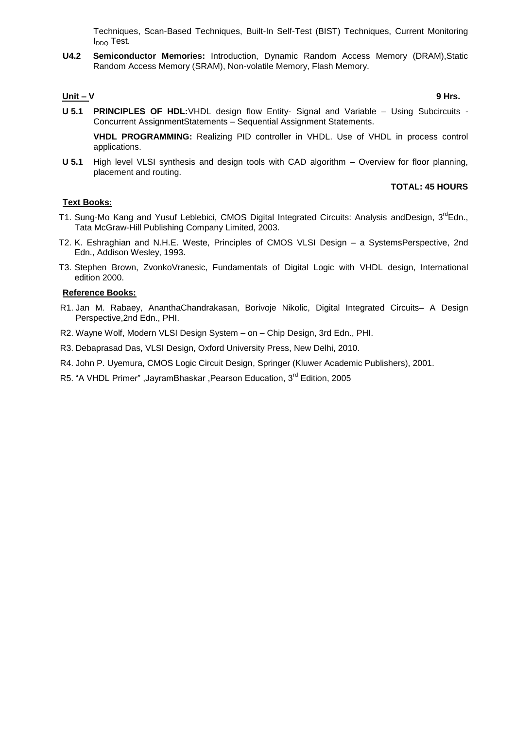Techniques, Scan-Based Techniques, Built-In Self-Test (BIST) Techniques, Current Monitoring $I_{DDQ}$ Test.

**U4.2** **Semiconductor Memories:** Introduction, Dynamic Random Access Memory (DRAM),Static Random Access Memory (SRAM), Non-volatile Memory, Flash Memory.

**Unit – V** **9 Hrs.**

**U 5.1** **PRINCIPLES OF HDL:**VHDL design flow Entity- Signal and Variable – Using Subcircuits - Concurrent AssignmentStatements – Sequential Assignment Statements.

**VHDL PROGRAMMING:** Realizing PID controller in VHDL. Use of VHDL in process control applications.

**U 5.1** High level VLSI synthesis and design tools with CAD algorithm – Overview for floor planning, placement and routing.

**TOTAL: 45 HOURS**

**Text Books:**

T1. Sung-Mo Kang and Yusuf Leblebici, CMOS Digital Integrated Circuits: Analysis andDesign, 3rd Edn., Tata McGraw-Hill Publishing Company Limited, 2003.

T2. K. Eshraghian and N.H.E. Weste, Principles of CMOS VLSI Design – a SystemsPerspective, 2nd Edn., Addison Wesley, 1993.

T3. Stephen Brown, ZvonkoVranesic, Fundamentals of Digital Logic with VHDL design, International edition 2000.

**Reference Books:**

R1. Jan M. Rabaey, AnanthaChandrakasan, Borivoje Nikolic, Digital Integrated Circuits– A Design Perspective,2nd Edn., PHI.

R2. Wayne Wolf, Modern VLSI Design System – on – Chip Design, 3rd Edn., PHI.

R3. Debaprasad Das, VLSI Design, Oxford University Press, New Delhi, 2010.

R4. John P. Uyemura, CMOS Logic Circuit Design, Springer (Kluwer Academic Publishers), 2001.

R5. "A VHDL Primer" ,JayramBhaskar ,Pearson Education, 3rd Edition, 2005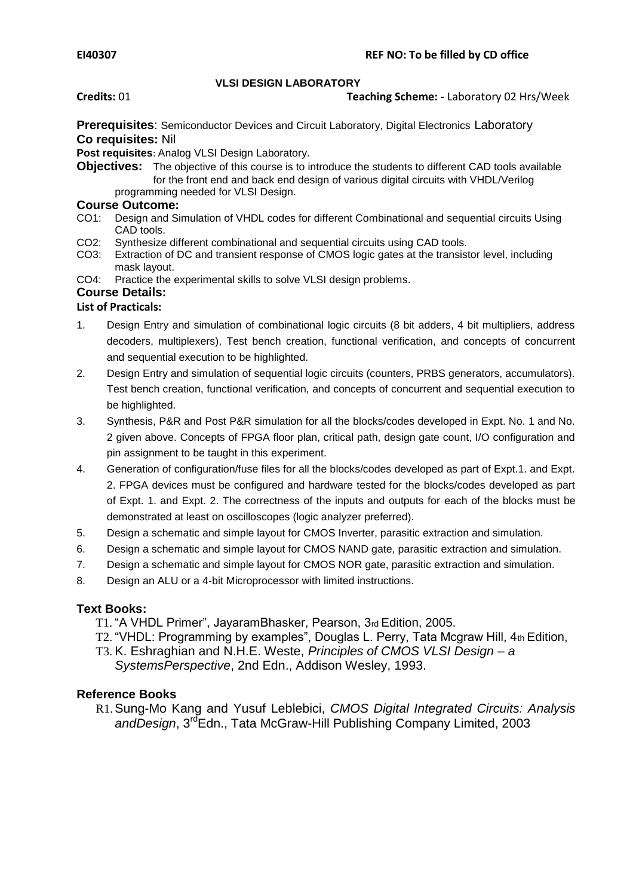**EI40307** **REF NO: To be filled by CD office**

## VLSI DESIGN LABORATORY

**Credits:** 01 **Teaching Scheme: -** Laboratory 02 Hrs/Week

**Prerequisites**: Semiconductor Devices and Circuit Laboratory, Digital Electronics Laboratory

**Co requisites:** Nil

**Post requisites**: Analog VLSI Design Laboratory.

**Objectives:** The objective of this course is to introduce the students to different CAD tools available for the front end and back end design of various digital circuits with VHDL/Verilog programming needed for VLSI Design.

### Course Outcome:

CO1: Design and Simulation of VHDL codes for different Combinational and sequential circuits Using CAD tools.

CO2: Synthesize different combinational and sequential circuits using CAD tools.

CO3: Extraction of DC and transient response of CMOS logic gates at the transistor level, including mask layout.

CO4: Practice the experimental skills to solve VLSI design problems.

### Course Details:

**List of Practicals:**

1. Design Entry and simulation of combinational logic circuits (8 bit adders, 4 bit multipliers, address decoders, multiplexers), Test bench creation, functional verification, and concepts of concurrent and sequential execution to be highlighted.
2. Design Entry and simulation of sequential logic circuits (counters, PRBS generators, accumulators). Test bench creation, functional verification, and concepts of concurrent and sequential execution to be highlighted.
3. Synthesis, P&R and Post P&R simulation for all the blocks/codes developed in Expt. No. 1 and No. 2 given above. Concepts of FPGA floor plan, critical path, design gate count, I/O configuration and pin assignment to be taught in this experiment.
4. Generation of configuration/fuse files for all the blocks/codes developed as part of Expt.1. and Expt. 2. FPGA devices must be configured and hardware tested for the blocks/codes developed as part of Expt. 1. and Expt. 2. The correctness of the inputs and outputs for each of the blocks must be demonstrated at least on oscilloscopes (logic analyzer preferred).
5. Design a schematic and simple layout for CMOS Inverter, parasitic extraction and simulation.
6. Design a schematic and simple layout for CMOS NAND gate, parasitic extraction and simulation.
7. Design a schematic and simple layout for CMOS NOR gate, parasitic extraction and simulation.
8. Design an ALU or a 4-bit Microprocessor with limited instructions.

### Text Books:

T1. "A VHDL Primer", JayaramBhasker, Pearson, 3rd Edition, 2005.

T2. "VHDL: Programming by examples", Douglas L. Perry, Tata Mcgraw Hill, 4th Edition,

T3. K. Eshraghian and N.H.E. Weste, *Principles of CMOS VLSI Design – a SystemsPerspective*, 2nd Edn., Addison Wesley, 1993.

### Reference Books

R1. Sung-Mo Kang and Yusuf Leblebici, *CMOS Digital Integrated Circuits: Analysis andDesign*, 3rd Edn., Tata McGraw-Hill Publishing Company Limited, 2003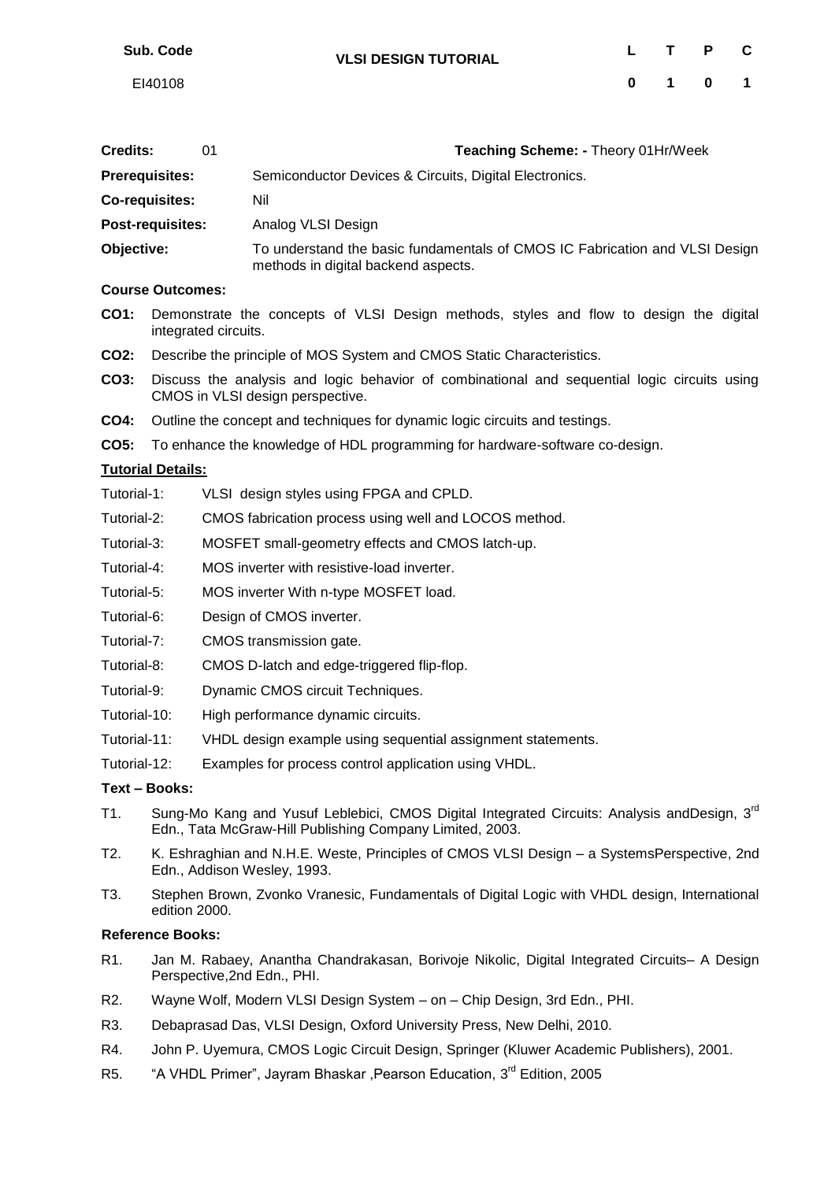| Sub. Code | VLSI DESIGN TUTORIAL | L | T | P | C |
| --- | --- | --- | --- | --- | --- |
| EI40108 | | 0 | 1 | 0 | 1 |

**Credits:** 01 **Teaching Scheme: -** Theory 01Hr/Week

**Prerequisites:** Semiconductor Devices & Circuits, Digital Electronics.

**Co-requisites:** Nil

**Post-requisites:** Analog VLSI Design

**Objective:** To understand the basic fundamentals of CMOS IC Fabrication and VLSI Design methods in digital backend aspects.

**Course Outcomes:**

**CO1:** Demonstrate the concepts of VLSI Design methods, styles and flow to design the digital integrated circuits.

**CO2:** Describe the principle of MOS System and CMOS Static Characteristics.

**CO3:** Discuss the analysis and logic behavior of combinational and sequential logic circuits using CMOS in VLSI design perspective.

**CO4:** Outline the concept and techniques for dynamic logic circuits and testings.

**CO5:** To enhance the knowledge of HDL programming for hardware-software co-design.

**Tutorial Details:**

- Tutorial-1: VLSI design styles using FPGA and CPLD.
- Tutorial-2: CMOS fabrication process using well and LOCOS method.
- Tutorial-3: MOSFET small-geometry effects and CMOS latch-up.
- Tutorial-4: MOS inverter with resistive-load inverter.
- Tutorial-5: MOS inverter With n-type MOSFET load.
- Tutorial-6: Design of CMOS inverter.
- Tutorial-7: CMOS transmission gate.
- Tutorial-8: CMOS D-latch and edge-triggered flip-flop.
- Tutorial-9: Dynamic CMOS circuit Techniques.
- Tutorial-10: High performance dynamic circuits.
- Tutorial-11: VHDL design example using sequential assignment statements.
- Tutorial-12: Examples for process control application using VHDL.

**Text – Books:**

T1. Sung-Mo Kang and Yusuf Leblebici, CMOS Digital Integrated Circuits: Analysis andDesign, 3rd Edn., Tata McGraw-Hill Publishing Company Limited, 2003.

T2. K. Eshraghian and N.H.E. Weste, Principles of CMOS VLSI Design – a SystemsPerspective, 2nd Edn., Addison Wesley, 1993.

T3. Stephen Brown, Zvonko Vranesic, Fundamentals of Digital Logic with VHDL design, International edition 2000.

**Reference Books:**

R1. Jan M. Rabaey, Anantha Chandrakasan, Borivoje Nikolic, Digital Integrated Circuits– A Design Perspective,2nd Edn., PHI.

R2. Wayne Wolf, Modern VLSI Design System – on – Chip Design, 3rd Edn., PHI.

R3. Debaprasad Das, VLSI Design, Oxford University Press, New Delhi, 2010.

R4. John P. Uyemura, CMOS Logic Circuit Design, Springer (Kluwer Academic Publishers), 2001.

R5. "A VHDL Primer", Jayram Bhaskar ,Pearson Education, 3rd Edition, 2005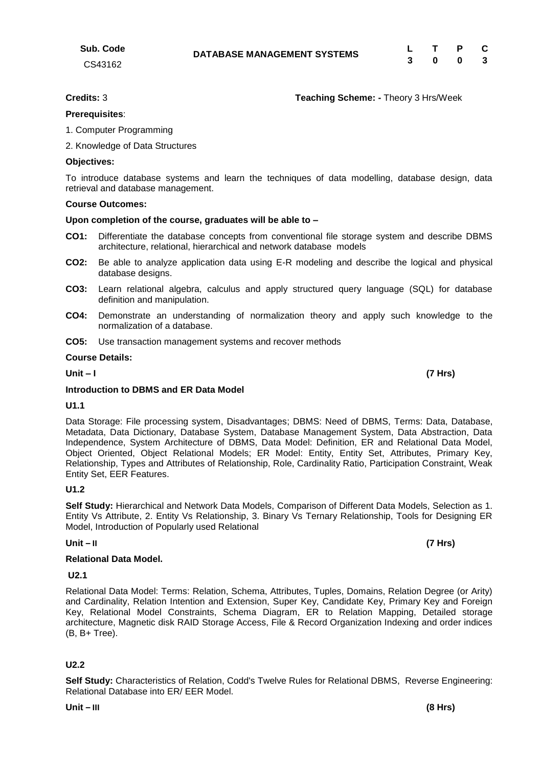| Sub. Code | DATABASE MANAGEMENT SYSTEMS | L | T | P | C |
|---|---|---|---|---|---|
| CS43162 | | 3 | 0 | 0 | 3 |

**Credits:** 3 **Teaching Scheme: -** Theory 3 Hrs/Week

**Prerequisites**:

1. Computer Programming
2. Knowledge of Data Structures

**Objectives:**

To introduce database systems and learn the techniques of data modelling, database design, data retrieval and database management.

**Course Outcomes:**

**Upon completion of the course, graduates will be able to –**

**CO1:** Differentiate the database concepts from conventional file storage system and describe DBMS architecture, relational, hierarchical and network database models

**CO2:** Be able to analyze application data using E-R modeling and describe the logical and physical database designs.

**CO3:** Learn relational algebra, calculus and apply structured query language (SQL) for database definition and manipulation.

**CO4:** Demonstrate an understanding of normalization theory and apply such knowledge to the normalization of a database.

**CO5:** Use transaction management systems and recover methods

**Course Details:**

**Unit – I** **(7 Hrs)**

**Introduction to DBMS and ER Data Model**

**U1.1**

Data Storage: File processing system, Disadvantages; DBMS: Need of DBMS, Terms: Data, Database, Metadata, Data Dictionary, Database System, Database Management System, Data Abstraction, Data Independence, System Architecture of DBMS, Data Model: Definition, ER and Relational Data Model, Object Oriented, Object Relational Models; ER Model: Entity, Entity Set, Attributes, Primary Key, Relationship, Types and Attributes of Relationship, Role, Cardinality Ratio, Participation Constraint, Weak Entity Set, EER Features.

**U1.2**

**Self Study:** Hierarchical and Network Data Models, Comparison of Different Data Models, Selection as 1. Entity Vs Attribute, 2. Entity Vs Relationship, 3. Binary Vs Ternary Relationship, Tools for Designing ER Model, Introduction of Popularly used Relational

**Unit – II** **(7 Hrs)**

**Relational Data Model.**

**U2.1**

Relational Data Model: Terms: Relation, Schema, Attributes, Tuples, Domains, Relation Degree (or Arity) and Cardinality, Relation Intention and Extension, Super Key, Candidate Key, Primary Key and Foreign Key, Relational Model Constraints, Schema Diagram, ER to Relation Mapping, Detailed storage architecture, Magnetic disk RAID Storage Access, File & Record Organization Indexing and order indices (B, B+ Tree).

**U2.2**

**Self Study:** Characteristics of Relation, Codd's Twelve Rules for Relational DBMS, Reverse Engineering: Relational Database into ER/ EER Model.

**Unit – III** **(8 Hrs)**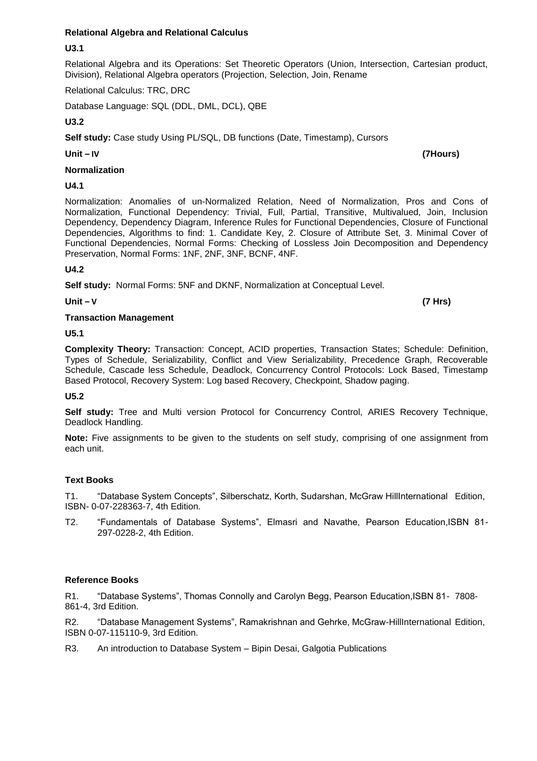**Relational Algebra and Relational Calculus**

**U3.1**

Relational Algebra and its Operations: Set Theoretic Operators (Union, Intersection, Cartesian product, Division), Relational Algebra operators (Projection, Selection, Join, Rename

Relational Calculus: TRC, DRC

Database Language: SQL (DDL, DML, DCL), QBE

**U3.2**

**Self study:** Case study Using PL/SQL, DB functions (Date, Timestamp), Cursors

**Unit – IV** **(7Hours)**

**Normalization**

**U4.1**

Normalization: Anomalies of un-Normalized Relation, Need of Normalization, Pros and Cons of Normalization, Functional Dependency: Trivial, Full, Partial, Transitive, Multivalued, Join, Inclusion Dependency, Dependency Diagram, Inference Rules for Functional Dependencies, Closure of Functional Dependencies, Algorithms to find: 1. Candidate Key, 2. Closure of Attribute Set, 3. Minimal Cover of Functional Dependencies, Normal Forms: Checking of Lossless Join Decomposition and Dependency Preservation, Normal Forms: 1NF, 2NF, 3NF, BCNF, 4NF.

**U4.2**

**Self study:** Normal Forms: 5NF and DKNF, Normalization at Conceptual Level.

**Unit – V** **(7 Hrs)**

**Transaction Management**

**U5.1**

**Complexity Theory:** Transaction: Concept, ACID properties, Transaction States; Schedule: Definition, Types of Schedule, Serializability, Conflict and View Serializability, Precedence Graph, Recoverable Schedule, Cascade less Schedule, Deadlock, Concurrency Control Protocols: Lock Based, Timestamp Based Protocol, Recovery System: Log based Recovery, Checkpoint, Shadow paging.

**U5.2**

**Self study:** Tree and Multi version Protocol for Concurrency Control, ARIES Recovery Technique, Deadlock Handling.

**Note:** Five assignments to be given to the students on self study, comprising of one assignment from each unit.

**Text Books**

T1. "Database System Concepts", Silberschatz, Korth, Sudarshan, McGraw HillInternational Edition, ISBN- 0-07-228363-7, 4th Edition.

T2. "Fundamentals of Database Systems", Elmasri and Navathe, Pearson Education,ISBN 81-297-0228-2, 4th Edition.

**Reference Books**

R1. "Database Systems", Thomas Connolly and Carolyn Begg, Pearson Education,ISBN 81- 7808-861-4, 3rd Edition.

R2. "Database Management Systems", Ramakrishnan and Gehrke, McGraw-HillInternational Edition, ISBN 0-07-115110-9, 3rd Edition.

R3. An introduction to Database System – Bipin Desai, Galgotia Publications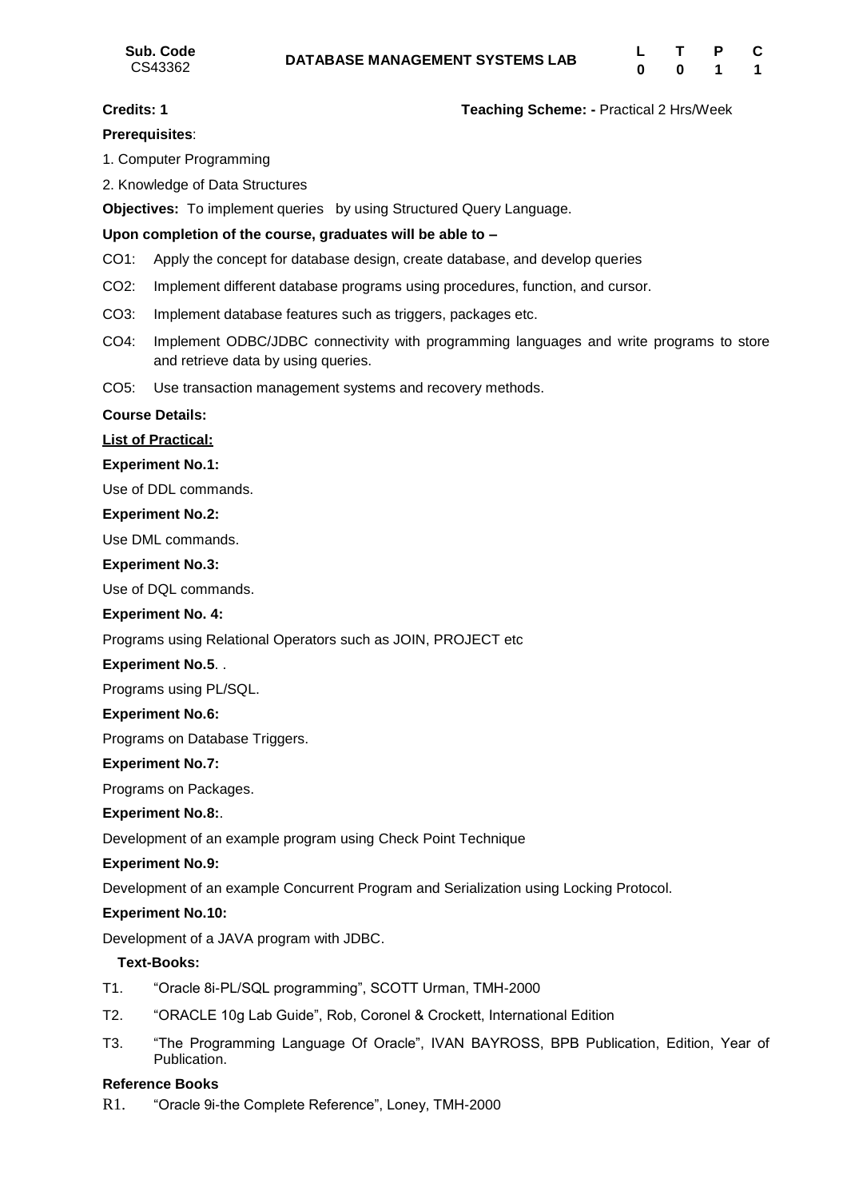| Sub. Code CS43362 | DATABASE MANAGEMENT SYSTEMS LAB | L | T | P | C |
|---|---|---|---|---|---|
| | | 0 | 0 | 1 | 1 |

**Credits: 1** **Teaching Scheme: -** Practical 2 Hrs/Week

**Prerequisites**:

1. Computer Programming
2. Knowledge of Data Structures

**Objectives:** To implement queries by using Structured Query Language.

**Upon completion of the course, graduates will be able to –**

CO1: Apply the concept for database design, create database, and develop queries

CO2: Implement different database programs using procedures, function, and cursor.

CO3: Implement database features such as triggers, packages etc.

CO4: Implement ODBC/JDBC connectivity with programming languages and write programs to store and retrieve data by using queries.

CO5: Use transaction management systems and recovery methods.

**Course Details:**

**List of Practical:**

**Experiment No.1:**

Use of DDL commands.

**Experiment No.2:**

Use DML commands.

**Experiment No.3:**

Use of DQL commands.

**Experiment No. 4:**

Programs using Relational Operators such as JOIN, PROJECT etc

**Experiment No.5**. .

Programs using PL/SQL.

**Experiment No.6:**

Programs on Database Triggers.

**Experiment No.7:**

Programs on Packages.

**Experiment No.8:**.

Development of an example program using Check Point Technique

**Experiment No.9:**

Development of an example Concurrent Program and Serialization using Locking Protocol.

**Experiment No.10:**

Development of a JAVA program with JDBC.

**Text-Books:**

T1. "Oracle 8i-PL/SQL programming", SCOTT Urman, TMH-2000

T2. "ORACLE 10g Lab Guide", Rob, Coronel & Crockett, International Edition

T3. "The Programming Language Of Oracle", IVAN BAYROSS, BPB Publication, Edition, Year of Publication.

**Reference Books**

R1. "Oracle 9i-the Complete Reference", Loney, TMH-2000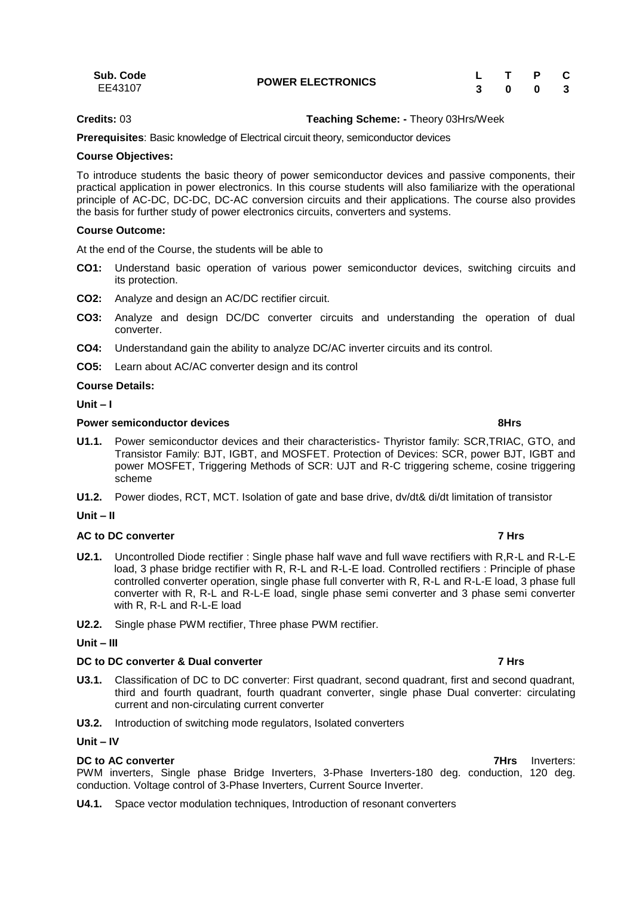| Sub. Code | POWER ELECTRONICS | L | T | P | C |
|---|---|---|---|---|---|
| EE43107 | | 3 | 0 | 0 | 3 |

**Credits:** 03 **Teaching Scheme: -** Theory 03Hrs/Week

**Prerequisites**: Basic knowledge of Electrical circuit theory, semiconductor devices

**Course Objectives:**

To introduce students the basic theory of power semiconductor devices and passive components, their practical application in power electronics. In this course students will also familiarize with the operational principle of AC-DC, DC-DC, DC-AC conversion circuits and their applications. The course also provides the basis for further study of power electronics circuits, converters and systems.

**Course Outcome:**

At the end of the Course, the students will be able to

- **CO1:** Understand basic operation of various power semiconductor devices, switching circuits and its protection.
- **CO2:** Analyze and design an AC/DC rectifier circuit.
- **CO3:** Analyze and design DC/DC converter circuits and understanding the operation of dual converter.
- **CO4:** Understandand gain the ability to analyze DC/AC inverter circuits and its control.
- **CO5:** Learn about AC/AC converter design and its control

**Course Details:**

**Unit – I**

**Power semiconductor devices** **8Hrs**

- **U1.1.** Power semiconductor devices and their characteristics- Thyristor family: SCR,TRIAC, GTO, and Transistor Family: BJT, IGBT, and MOSFET. Protection of Devices: SCR, power BJT, IGBT and power MOSFET, Triggering Methods of SCR: UJT and R-C triggering scheme, cosine triggering scheme
- **U1.2.** Power diodes, RCT, MCT. Isolation of gate and base drive, dv/dt& di/dt limitation of transistor

**Unit – II**

**AC to DC converter** **7 Hrs**

- **U2.1.** Uncontrolled Diode rectifier : Single phase half wave and full wave rectifiers with R,R-L and R-L-E load, 3 phase bridge rectifier with R, R-L and R-L-E load. Controlled rectifiers : Principle of phase controlled converter operation, single phase full converter with R, R-L and R-L-E load, 3 phase full converter with R, R-L and R-L-E load, single phase semi converter and 3 phase semi converter with R, R-L and R-L-E load
- **U2.2.** Single phase PWM rectifier, Three phase PWM rectifier.

**Unit – III**

**DC to DC converter & Dual converter** **7 Hrs**

- **U3.1.** Classification of DC to DC converter: First quadrant, second quadrant, first and second quadrant, third and fourth quadrant, fourth quadrant converter, single phase Dual converter: circulating current and non-circulating current converter
- **U3.2.** Introduction of switching mode regulators, Isolated converters

**Unit – IV**

**DC to AC converter** **7Hrs** Inverters: PWM inverters, Single phase Bridge Inverters, 3-Phase Inverters-180 deg. conduction, 120 deg. conduction. Voltage control of 3-Phase Inverters, Current Source Inverter.

- **U4.1.** Space vector modulation techniques, Introduction of resonant converters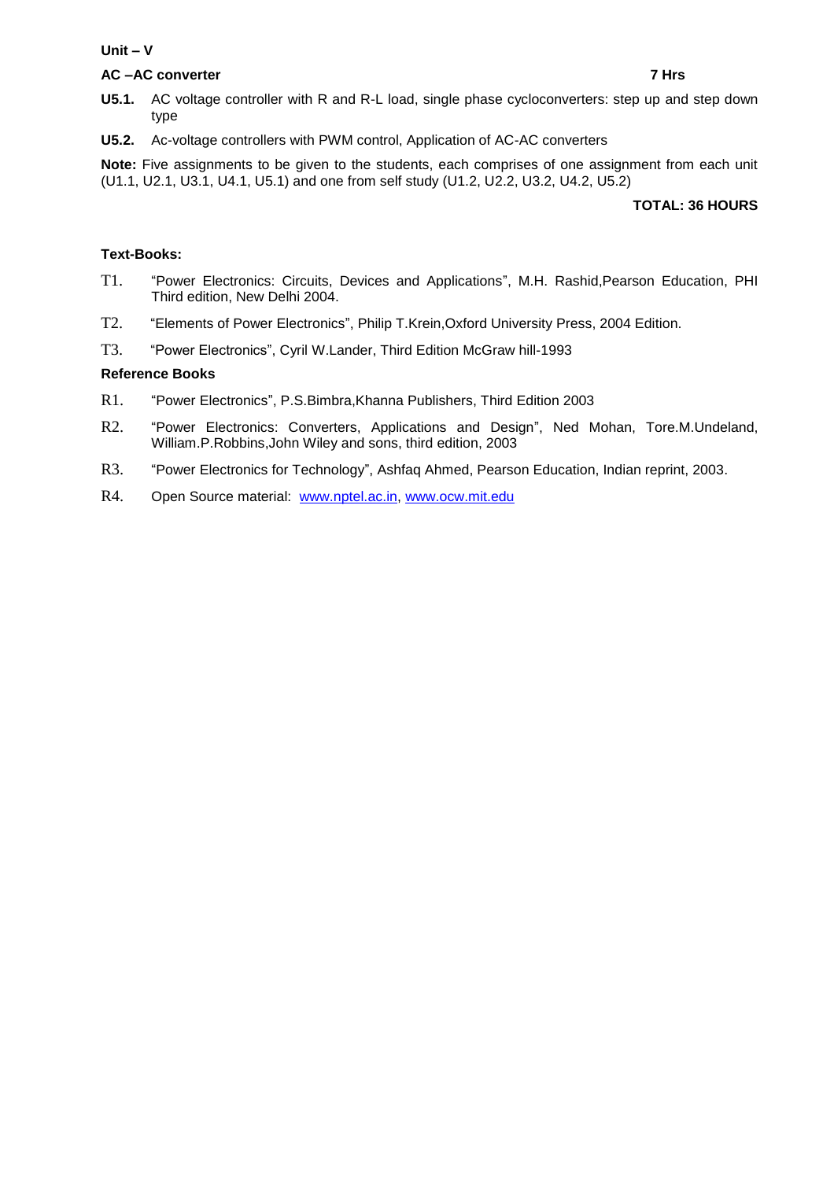**Unit – V**

**AC –AC converter** **7 Hrs**

**U5.1.** AC voltage controller with R and R-L load, single phase cycloconverters: step up and step down type

**U5.2.** Ac-voltage controllers with PWM control, Application of AC-AC converters

**Note:** Five assignments to be given to the students, each comprises of one assignment from each unit (U1.1, U2.1, U3.1, U4.1, U5.1) and one from self study (U1.2, U2.2, U3.2, U4.2, U5.2)

**TOTAL: 36 HOURS**

**Text-Books:**

T1. "Power Electronics: Circuits, Devices and Applications", M.H. Rashid,Pearson Education, PHI Third edition, New Delhi 2004.

T2. "Elements of Power Electronics", Philip T.Krein,Oxford University Press, 2004 Edition.

T3. "Power Electronics", Cyril W.Lander, Third Edition McGraw hill-1993

**Reference Books**

R1. "Power Electronics", P.S.Bimbra,Khanna Publishers, Third Edition 2003

R2. "Power Electronics: Converters, Applications and Design", Ned Mohan, Tore.M.Undeland, William.P.Robbins,John Wiley and sons, third edition, 2003

R3. "Power Electronics for Technology", Ashfaq Ahmed, Pearson Education, Indian reprint, 2003.

R4. Open Source material: www.nptel.ac.in, www.ocw.mit.edu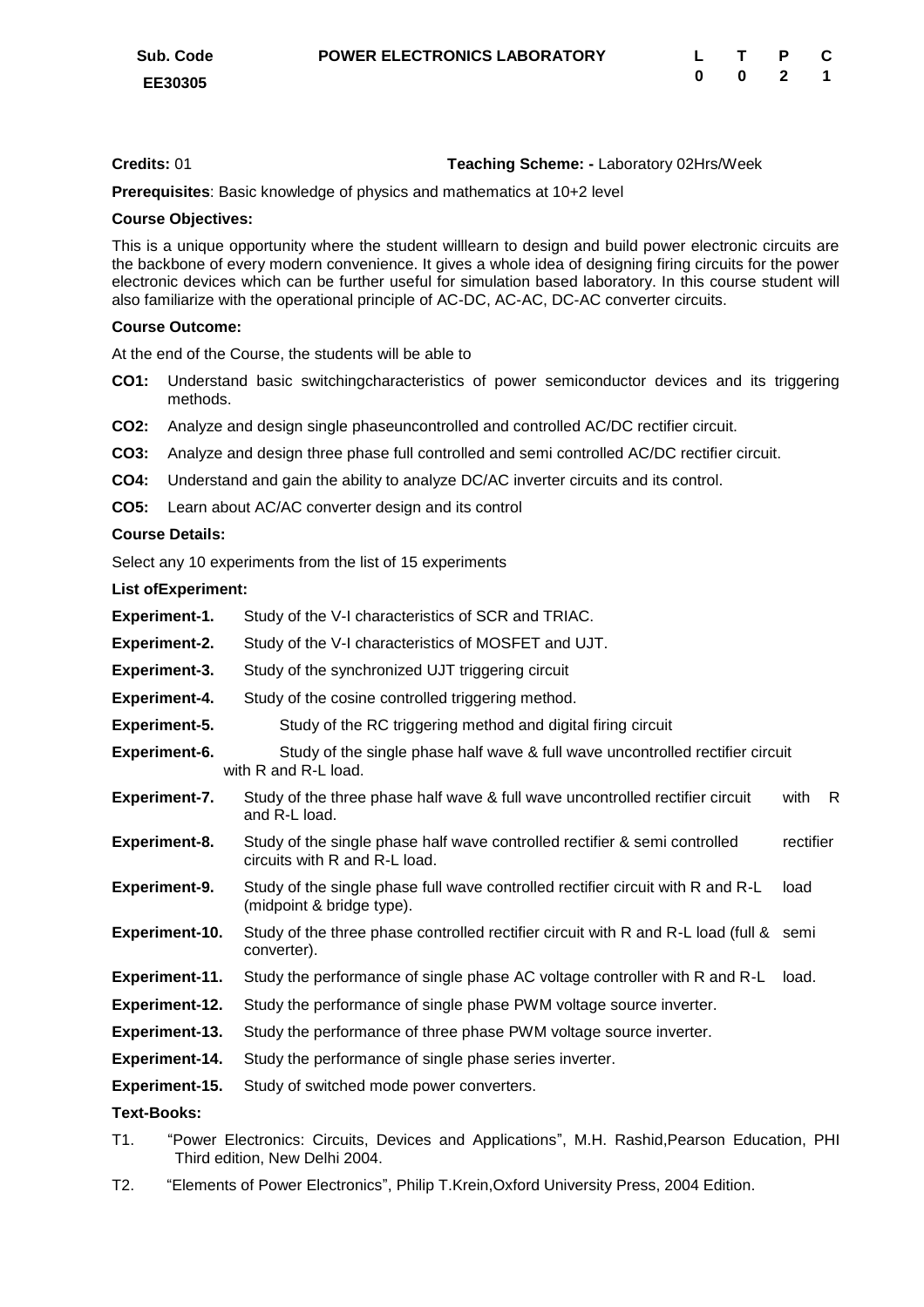| Sub. Code | POWER ELECTRONICS LABORATORY | L | T | P | C |
|---|---|---|---|---|---|
| EE30305 | | 0 | 0 | 2 | 1 |

**Credits:** 01 **Teaching Scheme: -** Laboratory 02Hrs/Week

**Prerequisites**: Basic knowledge of physics and mathematics at 10+2 level

**Course Objectives:**

This is a unique opportunity where the student willlearn to design and build power electronic circuits are the backbone of every modern convenience. It gives a whole idea of designing firing circuits for the power electronic devices which can be further useful for simulation based laboratory. In this course student will also familiarize with the operational principle of AC-DC, AC-AC, DC-AC converter circuits.

**Course Outcome:**

At the end of the Course, the students will be able to

- **CO1:** Understand basic switchingcharacteristics of power semiconductor devices and its triggering methods.
- **CO2:** Analyze and design single phaseuncontrolled and controlled AC/DC rectifier circuit.
- **CO3:** Analyze and design three phase full controlled and semi controlled AC/DC rectifier circuit.
- **CO4:** Understand and gain the ability to analyze DC/AC inverter circuits and its control.
- **CO5:** Learn about AC/AC converter design and its control

**Course Details:**

Select any 10 experiments from the list of 15 experiments

**List ofExperiment:**

- **Experiment-1.** Study of the V-I characteristics of SCR and TRIAC.
- **Experiment-2.** Study of the V-I characteristics of MOSFET and UJT.
- **Experiment-3.** Study of the synchronized UJT triggering circuit
- **Experiment-4.** Study of the cosine controlled triggering method.
- **Experiment-5.** Study of the RC triggering method and digital firing circuit
- **Experiment-6.** Study of the single phase half wave & full wave uncontrolled rectifier circuit with R and R-L load.
- **Experiment-7.** Study of the three phase half wave & full wave uncontrolled rectifier circuit with R and R-L load.
- **Experiment-8.** Study of the single phase half wave controlled rectifier & semi controlled rectifier circuits with R and R-L load.
- **Experiment-9.** Study of the single phase full wave controlled rectifier circuit with R and R-L load (midpoint & bridge type).
- **Experiment-10.** Study of the three phase controlled rectifier circuit with R and R-L load (full & semi converter).
- **Experiment-11.** Study the performance of single phase AC voltage controller with R and R-L load.
- **Experiment-12.** Study the performance of single phase PWM voltage source inverter.
- **Experiment-13.** Study the performance of three phase PWM voltage source inverter.
- **Experiment-14.** Study the performance of single phase series inverter.
- **Experiment-15.** Study of switched mode power converters.

**Text-Books:**

T1. "Power Electronics: Circuits, Devices and Applications", M.H. Rashid,Pearson Education, PHI Third edition, New Delhi 2004.

T2. "Elements of Power Electronics", Philip T.Krein,Oxford University Press, 2004 Edition.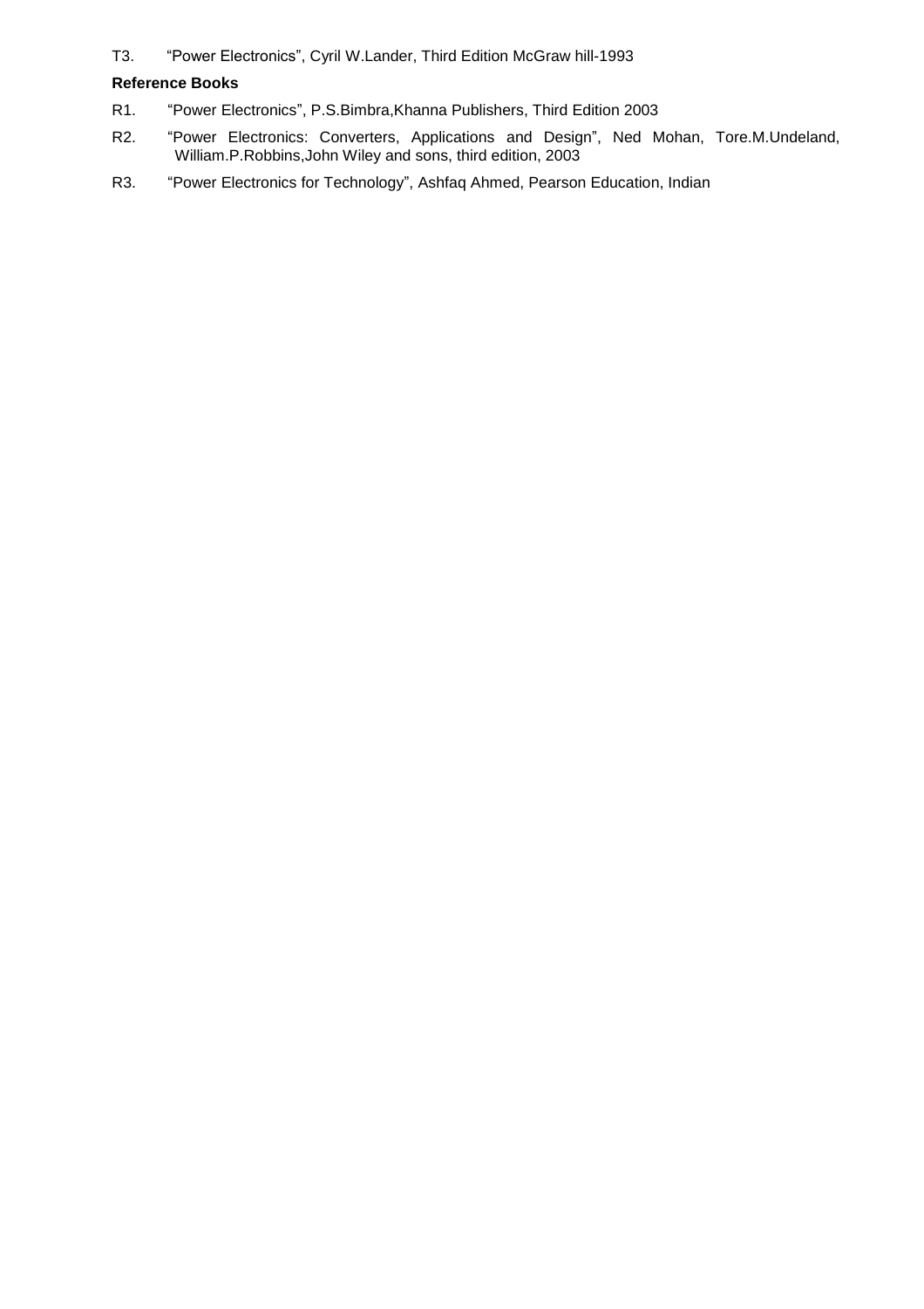T3. "Power Electronics", Cyril W.Lander, Third Edition McGraw hill-1993

**Reference Books**

R1. "Power Electronics", P.S.Bimbra,Khanna Publishers, Third Edition 2003

R2. "Power Electronics: Converters, Applications and Design", Ned Mohan, Tore.M.Undeland, William.P.Robbins,John Wiley and sons, third edition, 2003

R3. "Power Electronics for Technology", Ashfaq Ahmed, Pearson Education, Indian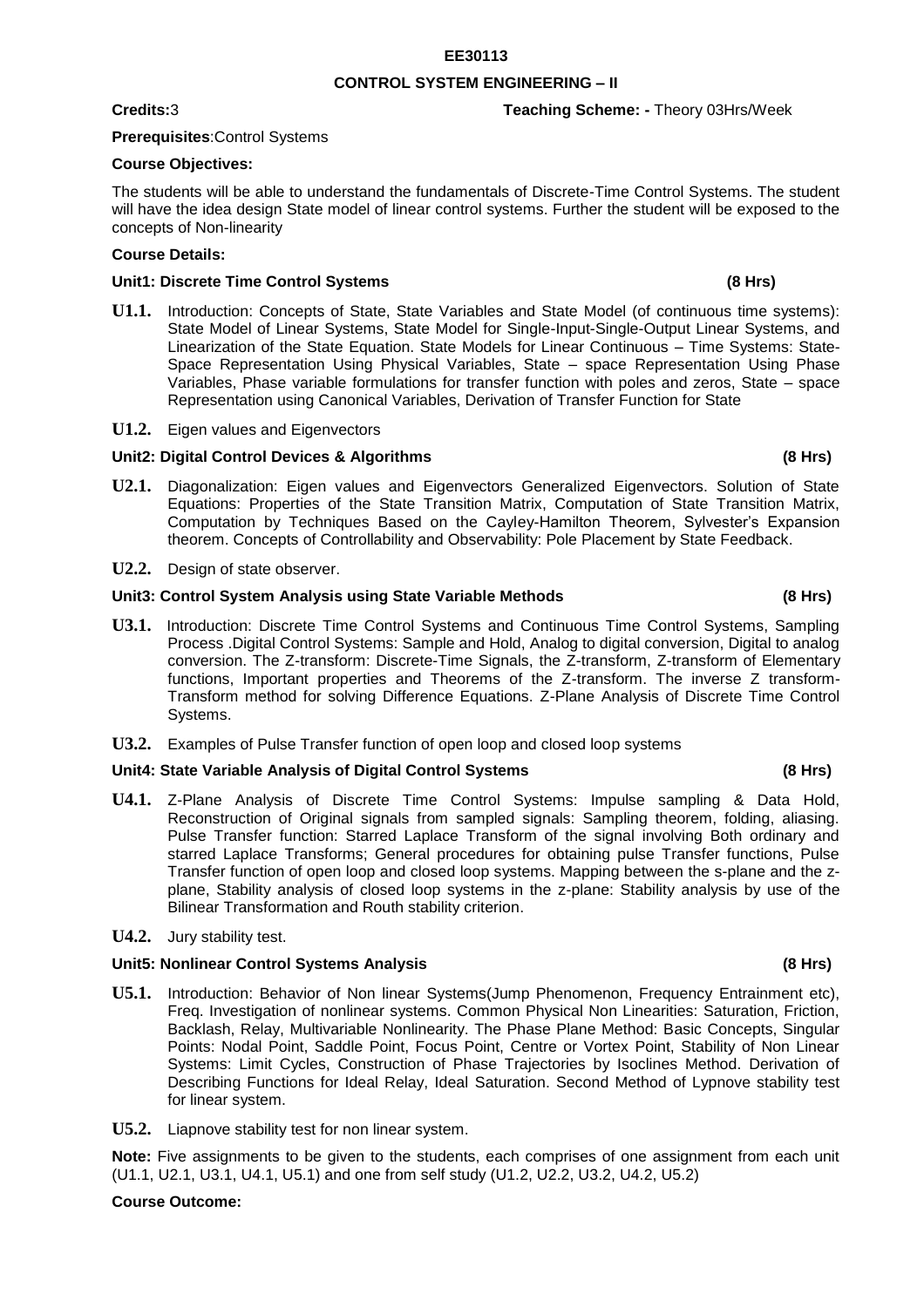**EE30113**

**CONTROL SYSTEM ENGINEERING – II**

**Credits:**3 **Teaching Scheme: -** Theory 03Hrs/Week

**Prerequisites**:Control Systems

**Course Objectives:**

The students will be able to understand the fundamentals of Discrete-Time Control Systems. The student will have the idea design State model of linear control systems. Further the student will be exposed to the concepts of Non-linearity

**Course Details:**

**Unit1: Discrete Time Control Systems (8 Hrs)**

**U1.1.** Introduction: Concepts of State, State Variables and State Model (of continuous time systems): State Model of Linear Systems, State Model for Single-Input-Single-Output Linear Systems, and Linearization of the State Equation. State Models for Linear Continuous – Time Systems: State-Space Representation Using Physical Variables, State – space Representation Using Phase Variables, Phase variable formulations for transfer function with poles and zeros, State – space Representation using Canonical Variables, Derivation of Transfer Function for State

**U1.2.** Eigen values and Eigenvectors

**Unit2: Digital Control Devices & Algorithms (8 Hrs)**

**U2.1.** Diagonalization: Eigen values and Eigenvectors Generalized Eigenvectors. Solution of State Equations: Properties of the State Transition Matrix, Computation of State Transition Matrix, Computation by Techniques Based on the Cayley-Hamilton Theorem, Sylvester's Expansion theorem. Concepts of Controllability and Observability: Pole Placement by State Feedback.

**U2.2.** Design of state observer.

**Unit3: Control System Analysis using State Variable Methods (8 Hrs)**

**U3.1.** Introduction: Discrete Time Control Systems and Continuous Time Control Systems, Sampling Process .Digital Control Systems: Sample and Hold, Analog to digital conversion, Digital to analog conversion. The Z-transform: Discrete-Time Signals, the Z-transform, Z-transform of Elementary functions, Important properties and Theorems of the Z-transform. The inverse Z transform-Transform method for solving Difference Equations. Z-Plane Analysis of Discrete Time Control Systems.

**U3.2.** Examples of Pulse Transfer function of open loop and closed loop systems

**Unit4: State Variable Analysis of Digital Control Systems (8 Hrs)**

**U4.1.** Z-Plane Analysis of Discrete Time Control Systems: Impulse sampling & Data Hold, Reconstruction of Original signals from sampled signals: Sampling theorem, folding, aliasing. Pulse Transfer function: Starred Laplace Transform of the signal involving Both ordinary and starred Laplace Transforms; General procedures for obtaining pulse Transfer functions, Pulse Transfer function of open loop and closed loop systems. Mapping between the s-plane and the z-plane, Stability analysis of closed loop systems in the z-plane: Stability analysis by use of the Bilinear Transformation and Routh stability criterion.

**U4.2.** Jury stability test.

**Unit5: Nonlinear Control Systems Analysis (8 Hrs)**

**U5.1.** Introduction: Behavior of Non linear Systems(Jump Phenomenon, Frequency Entrainment etc), Freq. Investigation of nonlinear systems. Common Physical Non Linearities: Saturation, Friction, Backlash, Relay, Multivariable Nonlinearity. The Phase Plane Method: Basic Concepts, Singular Points: Nodal Point, Saddle Point, Focus Point, Centre or Vortex Point, Stability of Non Linear Systems: Limit Cycles, Construction of Phase Trajectories by Isoclines Method. Derivation of Describing Functions for Ideal Relay, Ideal Saturation. Second Method of Lypnove stability test for linear system.

**U5.2.** Liapnove stability test for non linear system.

**Note:** Five assignments to be given to the students, each comprises of one assignment from each unit (U1.1, U2.1, U3.1, U4.1, U5.1) and one from self study (U1.2, U2.2, U3.2, U4.2, U5.2)

**Course Outcome:**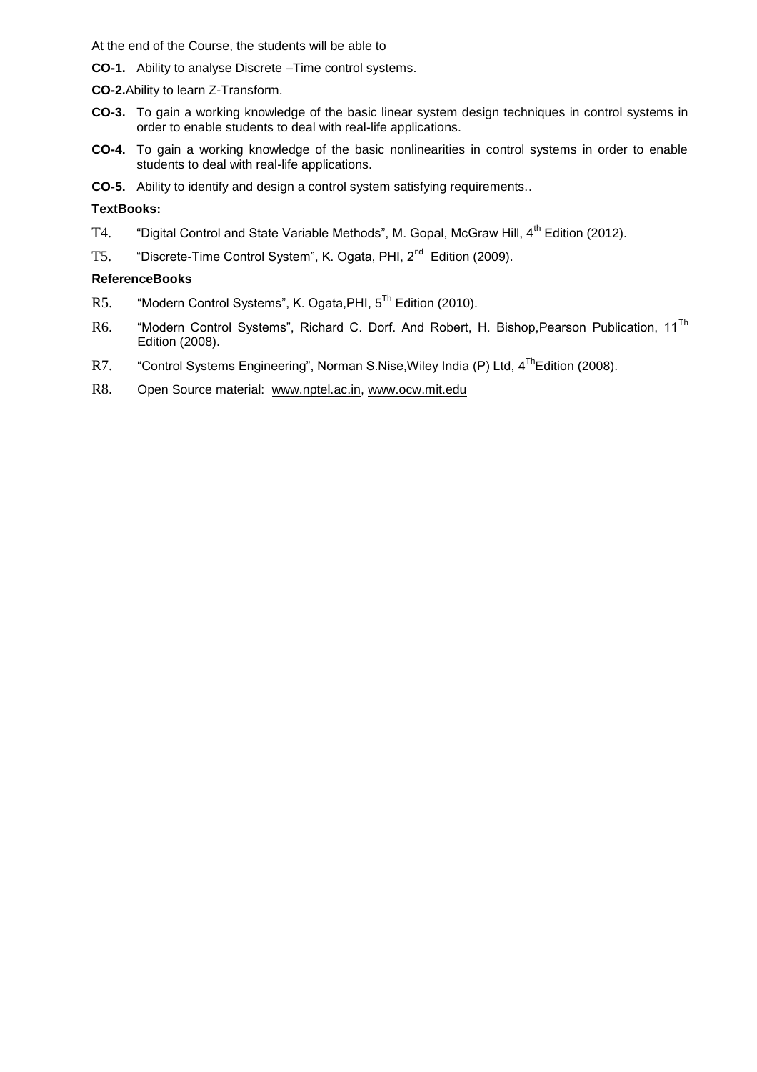At the end of the Course, the students will be able to

**CO-1.** Ability to analyse Discrete –Time control systems.

**CO-2.** Ability to learn Z-Transform.

**CO-3.** To gain a working knowledge of the basic linear system design techniques in control systems in order to enable students to deal with real-life applications.

**CO-4.** To gain a working knowledge of the basic nonlinearities in control systems in order to enable students to deal with real-life applications.

**CO-5.** Ability to identify and design a control system satisfying requirements..

**TextBooks:**

T4. "Digital Control and State Variable Methods", M. Gopal, McGraw Hill, 4th Edition (2012).

T5. "Discrete-Time Control System", K. Ogata, PHI, 2nd Edition (2009).

**ReferenceBooks**

R5. "Modern Control Systems", K. Ogata,PHI, 5Th Edition (2010).

R6. "Modern Control Systems", Richard C. Dorf. And Robert, H. Bishop,Pearson Publication, 11Th Edition (2008).

R7. "Control Systems Engineering", Norman S.Nise,Wiley India (P) Ltd, 4ThEdition (2008).

R8. Open Source material: www.nptel.ac.in, www.ocw.mit.edu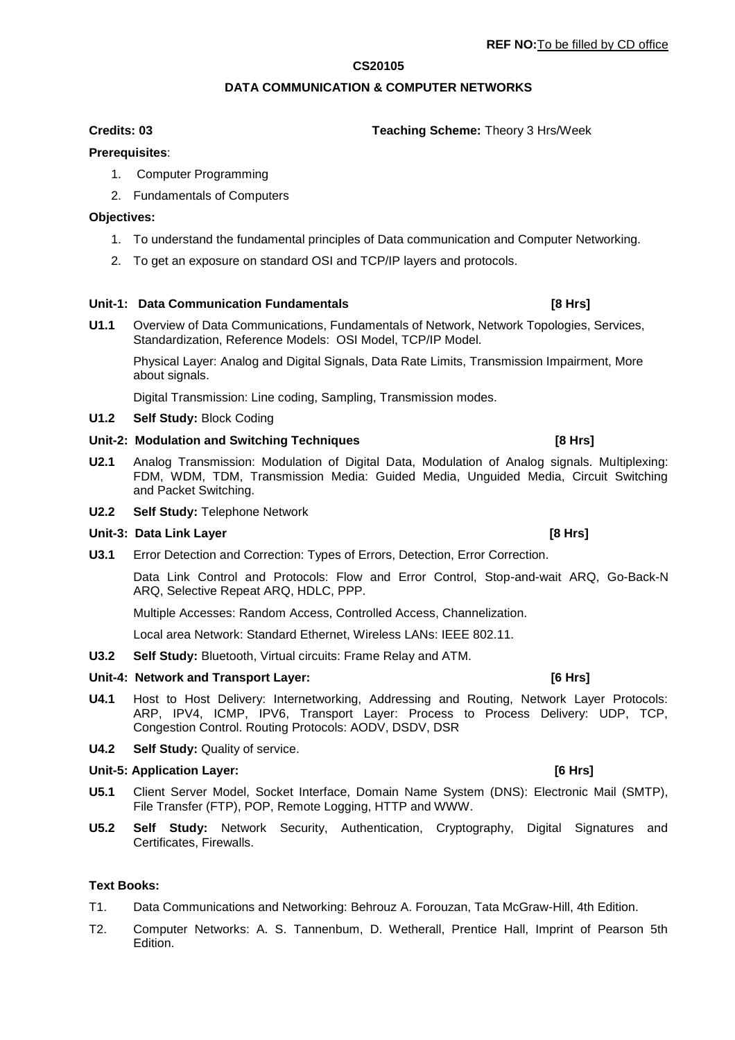**REF NO:** To be filled by CD office

# CS20105

## DATA COMMUNICATION & COMPUTER NETWORKS

**Credits: 03** **Teaching Scheme:** Theory 3 Hrs/Week

**Prerequisites**:

1. Computer Programming
2. Fundamentals of Computers

**Objectives:**

1. To understand the fundamental principles of Data communication and Computer Networking.
2. To get an exposure on standard OSI and TCP/IP layers and protocols.

### Unit-1: Data Communication Fundamentals [8 Hrs]

**U1.1** Overview of Data Communications, Fundamentals of Network, Network Topologies, Services, Standardization, Reference Models: OSI Model, TCP/IP Model.

Physical Layer: Analog and Digital Signals, Data Rate Limits, Transmission Impairment, More about signals.

Digital Transmission: Line coding, Sampling, Transmission modes.

**U1.2** **Self Study:** Block Coding

### Unit-2: Modulation and Switching Techniques [8 Hrs]

**U2.1** Analog Transmission: Modulation of Digital Data, Modulation of Analog signals. Multiplexing: FDM, WDM, TDM, Transmission Media: Guided Media, Unguided Media, Circuit Switching and Packet Switching.

**U2.2** **Self Study:** Telephone Network

### Unit-3: Data Link Layer [8 Hrs]

**U3.1** Error Detection and Correction: Types of Errors, Detection, Error Correction.

Data Link Control and Protocols: Flow and Error Control, Stop-and-wait ARQ, Go-Back-N ARQ, Selective Repeat ARQ, HDLC, PPP.

Multiple Accesses: Random Access, Controlled Access, Channelization.

Local area Network: Standard Ethernet, Wireless LANs: IEEE 802.11.

**U3.2** **Self Study:** Bluetooth, Virtual circuits: Frame Relay and ATM.

### Unit-4: Network and Transport Layer: [6 Hrs]

**U4.1** Host to Host Delivery: Internetworking, Addressing and Routing, Network Layer Protocols: ARP, IPV4, ICMP, IPV6, Transport Layer: Process to Process Delivery: UDP, TCP, Congestion Control. Routing Protocols: AODV, DSDV, DSR

**U4.2** **Self Study:** Quality of service.

### Unit-5: Application Layer: [6 Hrs]

**U5.1** Client Server Model, Socket Interface, Domain Name System (DNS): Electronic Mail (SMTP), File Transfer (FTP), POP, Remote Logging, HTTP and WWW.

**U5.2** **Self Study:** Network Security, Authentication, Cryptography, Digital Signatures and Certificates, Firewalls.

**Text Books:**

T1. Data Communications and Networking: Behrouz A. Forouzan, Tata McGraw-Hill, 4th Edition.

T2. Computer Networks: A. S. Tannenbum, D. Wetherall, Prentice Hall, Imprint of Pearson 5th Edition.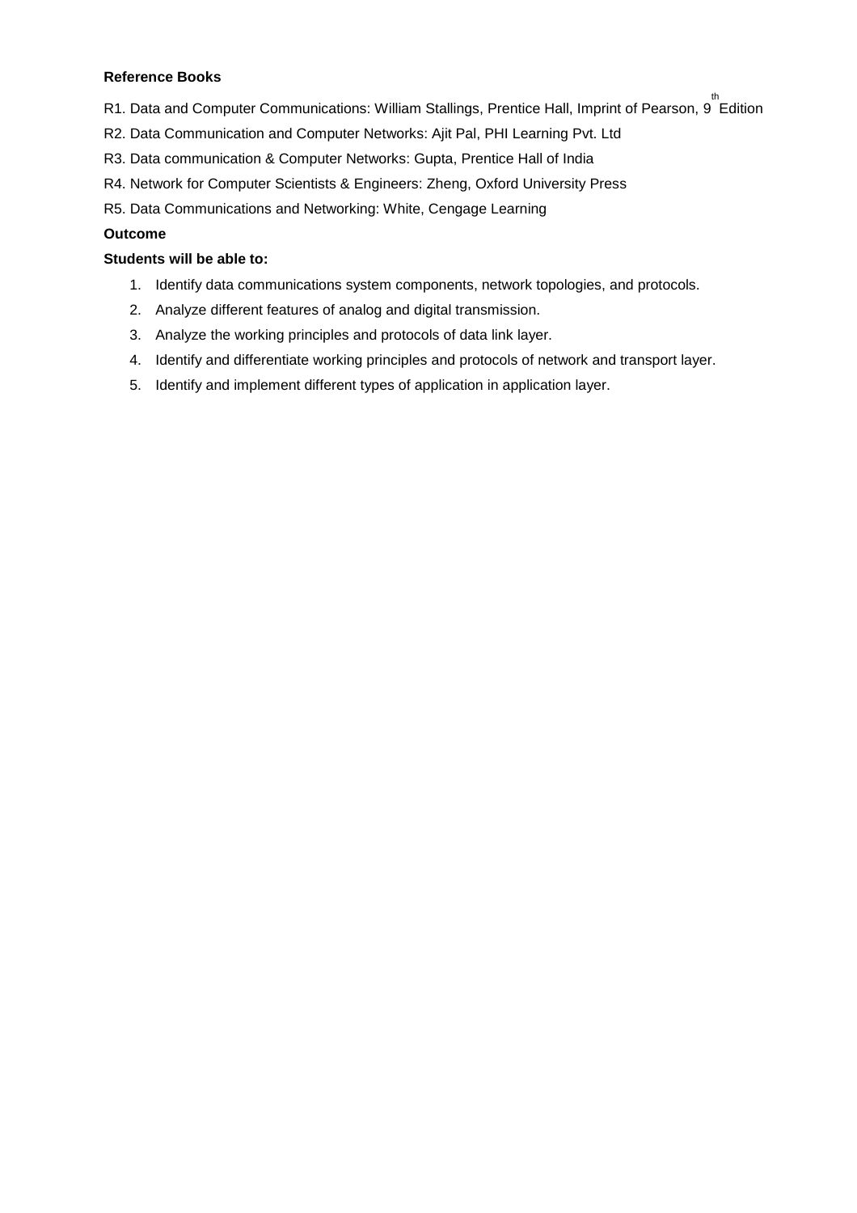**Reference Books**

R1. Data and Computer Communications: William Stallings, Prentice Hall, Imprint of Pearson, 9th Edition

R2. Data Communication and Computer Networks: Ajit Pal, PHI Learning Pvt. Ltd

R3. Data communication & Computer Networks: Gupta, Prentice Hall of India

R4. Network for Computer Scientists & Engineers: Zheng, Oxford University Press

R5. Data Communications and Networking: White, Cengage Learning

**Outcome**

**Students will be able to:**

1. Identify data communications system components, network topologies, and protocols.
2. Analyze different features of analog and digital transmission.
3. Analyze the working principles and protocols of data link layer.
4. Identify and differentiate working principles and protocols of network and transport layer.
5. Identify and implement different types of application in application layer.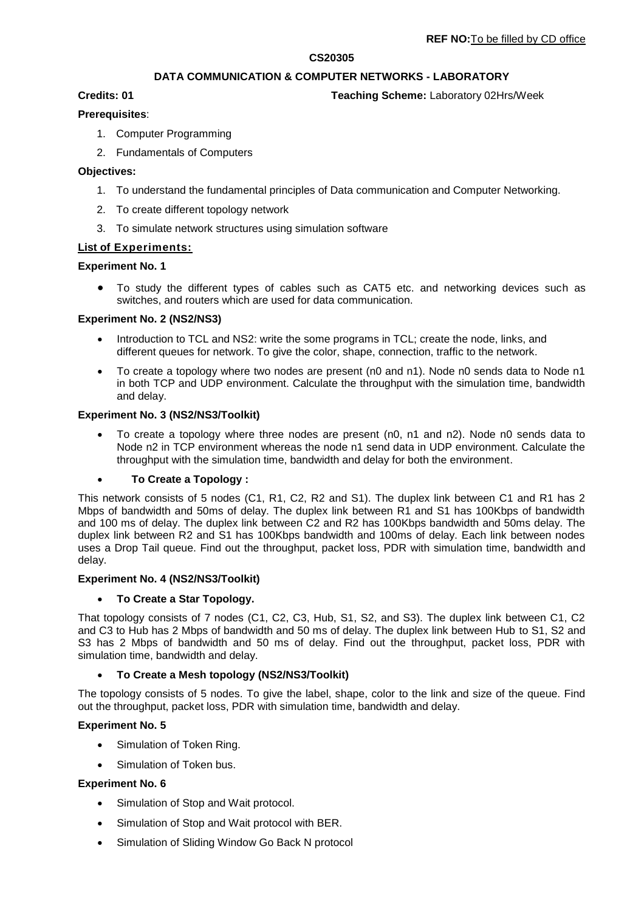**REF NO:** To be filled by CD office

**CS20305**

**DATA COMMUNICATION & COMPUTER NETWORKS - LABORATORY**

**Credits: 01** **Teaching Scheme:** Laboratory 02Hrs/Week

**Prerequisites**:

1. Computer Programming
2. Fundamentals of Computers

**Objectives:**

1. To understand the fundamental principles of Data communication and Computer Networking.
2. To create different topology network
3. To simulate network structures using simulation software

**List of Experiments:**

**Experiment No. 1**

- To study the different types of cables such as CAT5 etc. and networking devices such as switches, and routers which are used for data communication.

**Experiment No. 2 (NS2/NS3)**

- Introduction to TCL and NS2: write the some programs in TCL; create the node, links, and different queues for network. To give the color, shape, connection, traffic to the network.
- To create a topology where two nodes are present (n0 and n1). Node n0 sends data to Node n1 in both TCP and UDP environment. Calculate the throughput with the simulation time, bandwidth and delay.

**Experiment No. 3 (NS2/NS3/Toolkit)**

- To create a topology where three nodes are present (n0, n1 and n2). Node n0 sends data to Node n2 in TCP environment whereas the node n1 send data in UDP environment. Calculate the throughput with the simulation time, bandwidth and delay for both the environment.
- **To Create a Topology :**

This network consists of 5 nodes (C1, R1, C2, R2 and S1). The duplex link between C1 and R1 has 2 Mbps of bandwidth and 50ms of delay. The duplex link between R1 and S1 has 100Kbps of bandwidth and 100 ms of delay. The duplex link between C2 and R2 has 100Kbps bandwidth and 50ms delay. The duplex link between R2 and S1 has 100Kbps bandwidth and 100ms of delay. Each link between nodes uses a Drop Tail queue. Find out the throughput, packet loss, PDR with simulation time, bandwidth and delay.

**Experiment No. 4 (NS2/NS3/Toolkit)**

- **To Create a Star Topology.**

That topology consists of 7 nodes (C1, C2, C3, Hub, S1, S2, and S3). The duplex link between C1, C2 and C3 to Hub has 2 Mbps of bandwidth and 50 ms of delay. The duplex link between Hub to S1, S2 and S3 has 2 Mbps of bandwidth and 50 ms of delay. Find out the throughput, packet loss, PDR with simulation time, bandwidth and delay.

- **To Create a Mesh topology (NS2/NS3/Toolkit)**

The topology consists of 5 nodes. To give the label, shape, color to the link and size of the queue. Find out the throughput, packet loss, PDR with simulation time, bandwidth and delay.

**Experiment No. 5**

- Simulation of Token Ring.
- Simulation of Token bus.

**Experiment No. 6**

- Simulation of Stop and Wait protocol.
- Simulation of Stop and Wait protocol with BER.
- Simulation of Sliding Window Go Back N protocol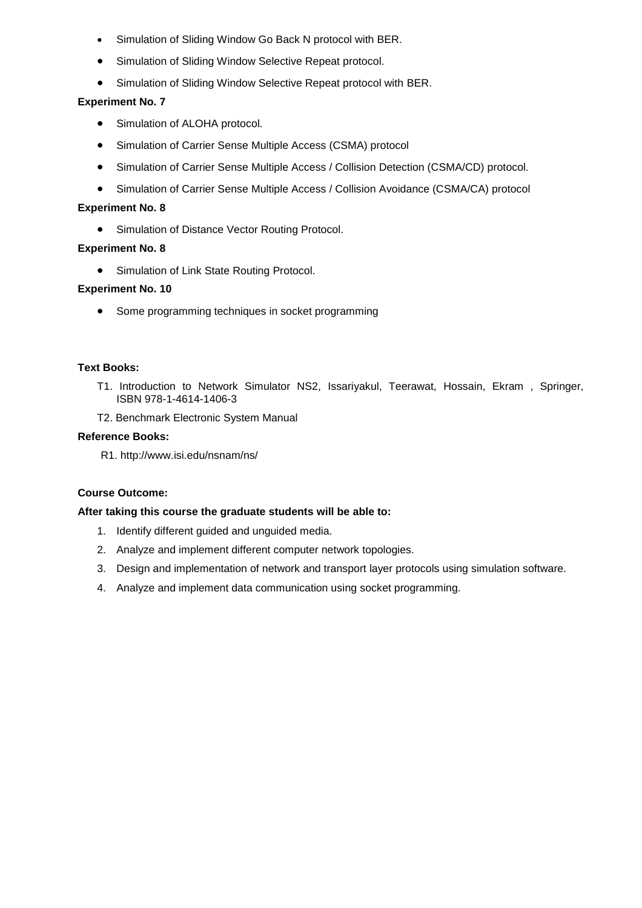- Simulation of Sliding Window Go Back N protocol with BER.
- Simulation of Sliding Window Selective Repeat protocol.
- Simulation of Sliding Window Selective Repeat protocol with BER.

**Experiment No. 7**

- Simulation of ALOHA protocol.
- Simulation of Carrier Sense Multiple Access (CSMA) protocol
- Simulation of Carrier Sense Multiple Access / Collision Detection (CSMA/CD) protocol.
- Simulation of Carrier Sense Multiple Access / Collision Avoidance (CSMA/CA) protocol

**Experiment No. 8**

- Simulation of Distance Vector Routing Protocol.

**Experiment No. 8**

- Simulation of Link State Routing Protocol.

**Experiment No. 10**

- Some programming techniques in socket programming

**Text Books:**

T1. Introduction to Network Simulator NS2, Issariyakul, Teerawat, Hossain, Ekram , Springer, ISBN 978-1-4614-1406-3

T2. Benchmark Electronic System Manual

**Reference Books:**

R1. http://www.isi.edu/nsnam/ns/

**Course Outcome:**

**After taking this course the graduate students will be able to:**

1. Identify different guided and unguided media.
2. Analyze and implement different computer network topologies.
3. Design and implementation of network and transport layer protocols using simulation software.
4. Analyze and implement data communication using socket programming.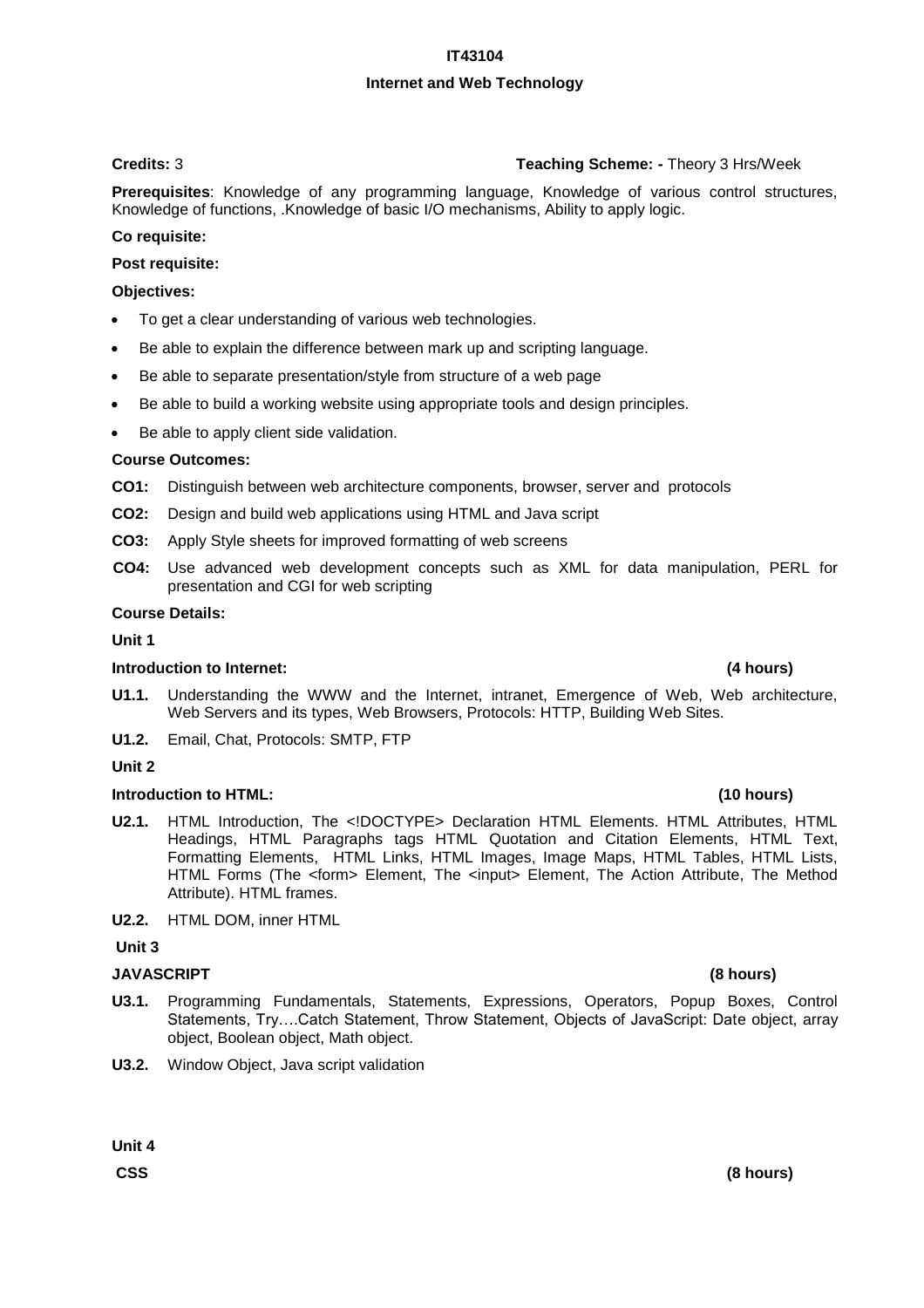# IT43104

## Internet and Web Technology

**Credits:** 3 **Teaching Scheme: -** Theory 3 Hrs/Week

**Prerequisites**: Knowledge of any programming language, Knowledge of various control structures, Knowledge of functions, .Knowledge of basic I/O mechanisms, Ability to apply logic.

**Co requisite:**

**Post requisite:**

**Objectives:**

- To get a clear understanding of various web technologies.
- Be able to explain the difference between mark up and scripting language.
- Be able to separate presentation/style from structure of a web page
- Be able to build a working website using appropriate tools and design principles.
- Be able to apply client side validation.

**Course Outcomes:**

**CO1:** Distinguish between web architecture components, browser, server and protocols

**CO2:** Design and build web applications using HTML and Java script

**CO3:** Apply Style sheets for improved formatting of web screens

**CO4:** Use advanced web development concepts such as XML for data manipulation, PERL for presentation and CGI for web scripting

**Course Details:**

**Unit 1**

**Introduction to Internet:** **(4 hours)**

**U1.1.** Understanding the WWW and the Internet, intranet, Emergence of Web, Web architecture, Web Servers and its types, Web Browsers, Protocols: HTTP, Building Web Sites.

**U1.2.** Email, Chat, Protocols: SMTP, FTP

**Unit 2**

**Introduction to HTML:** **(10 hours)**

**U2.1.** HTML Introduction, The <!DOCTYPE> Declaration HTML Elements. HTML Attributes, HTML Headings, HTML Paragraphs tags HTML Quotation and Citation Elements, HTML Text, Formatting Elements, HTML Links, HTML Images, Image Maps, HTML Tables, HTML Lists, HTML Forms (The <form> Element, The <input> Element, The Action Attribute, The Method Attribute). HTML frames.

**U2.2.** HTML DOM, inner HTML

**Unit 3**

**JAVASCRIPT** **(8 hours)**

**U3.1.** Programming Fundamentals, Statements, Expressions, Operators, Popup Boxes, Control Statements, Try….Catch Statement, Throw Statement, Objects of JavaScript: Date object, array object, Boolean object, Math object.

**U3.2.** Window Object, Java script validation

**Unit 4**

**CSS** **(8 hours)**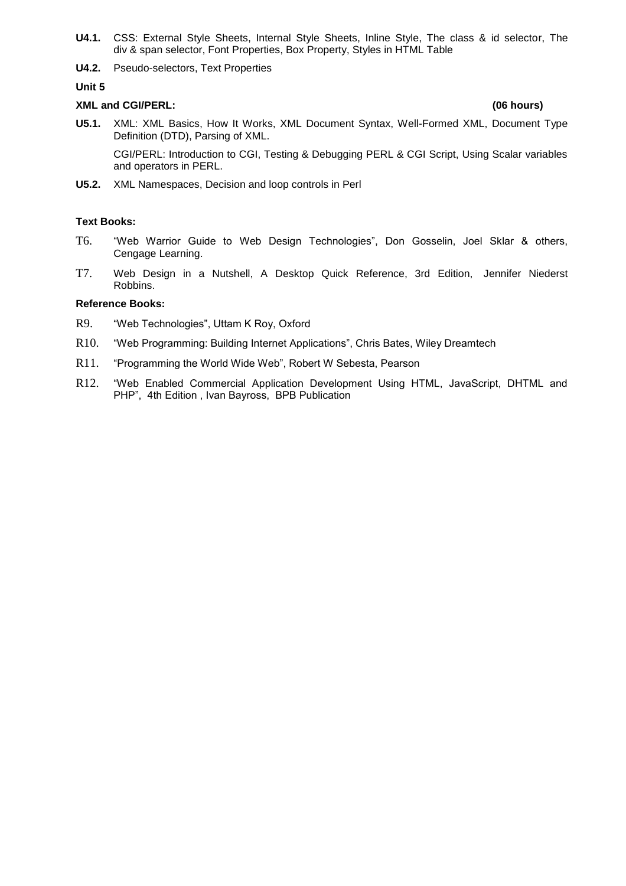**U4.1.** CSS: External Style Sheets, Internal Style Sheets, Inline Style, The class & id selector, The div & span selector, Font Properties, Box Property, Styles in HTML Table

**U4.2.** Pseudo-selectors, Text Properties

**Unit 5**

**XML and CGI/PERL: (06 hours)**

**U5.1.** XML: XML Basics, How It Works, XML Document Syntax, Well-Formed XML, Document Type Definition (DTD), Parsing of XML.

CGI/PERL: Introduction to CGI, Testing & Debugging PERL & CGI Script, Using Scalar variables and operators in PERL.

**U5.2.** XML Namespaces, Decision and loop controls in Perl

**Text Books:**

T6. “Web Warrior Guide to Web Design Technologies”, Don Gosselin, Joel Sklar & others, Cengage Learning.

T7. Web Design in a Nutshell, A Desktop Quick Reference, 3rd Edition, Jennifer Niederst Robbins.

**Reference Books:**

R9. “Web Technologies”, Uttam K Roy, Oxford

R10. “Web Programming: Building Internet Applications”, Chris Bates, Wiley Dreamtech

R11. “Programming the World Wide Web”, Robert W Sebesta, Pearson

R12. “Web Enabled Commercial Application Development Using HTML, JavaScript, DHTML and PHP”, 4th Edition , Ivan Bayross, BPB Publication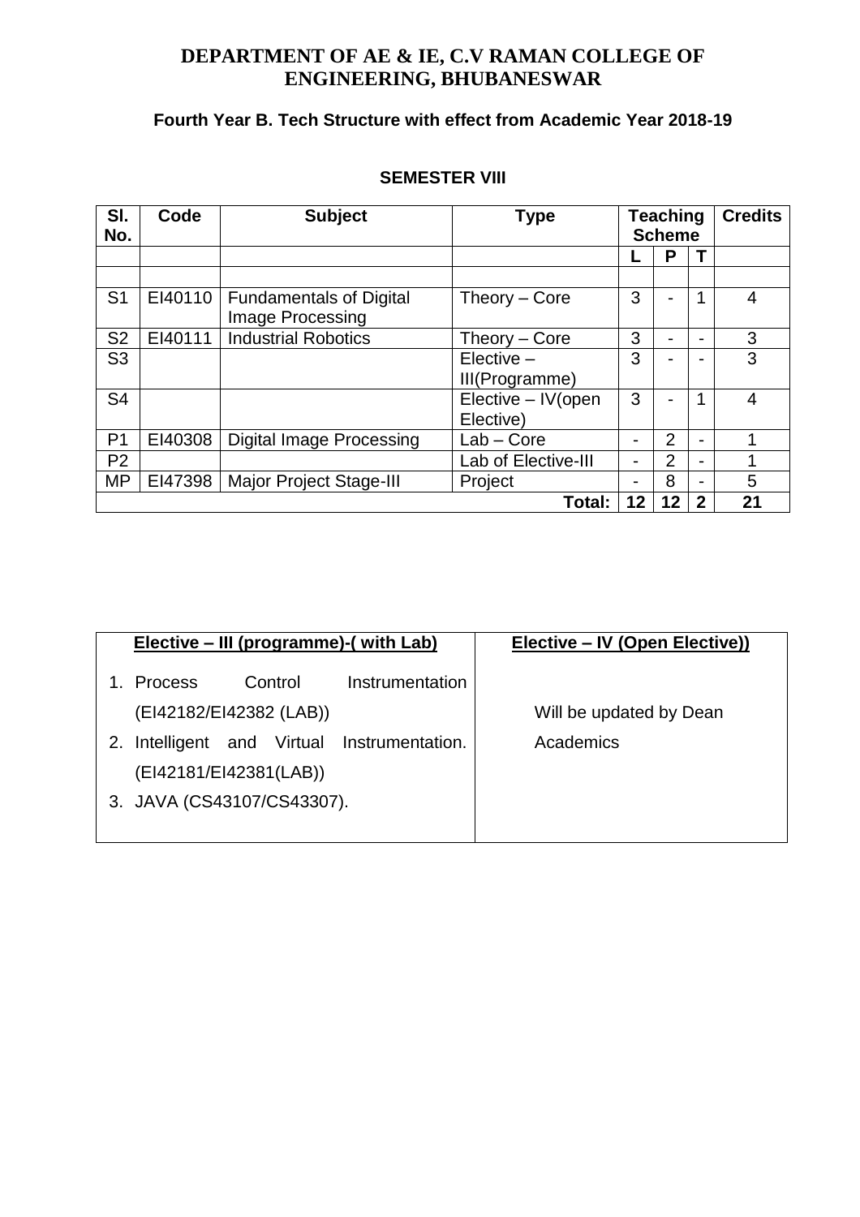# DEPARTMENT OF AE & IE, C.V RAMAN COLLEGE OF ENGINEERING, BHUBANESWAR

### Fourth Year B. Tech Structure with effect from Academic Year 2018-19

### SEMESTER VIII

| Sl. No. | Code | Subject | Type | Teaching Scheme | | | Credits |
|---|---|---|---|---|---|---|---|
| | | | | L | P | T | |
| | | | | | | | |
| S1 | EI40110 | Fundamentals of Digital Image Processing | Theory – Core | 3 | - | 1 | 4 |
| S2 | EI40111 | Industrial Robotics | Theory – Core | 3 | - | - | 3 |
| S3 | | | Elective – III(Programme) | 3 | - | - | 3 |
| S4 | | | Elective – IV(open Elective) | 3 | - | 1 | 4 |
| P1 | EI40308 | Digital Image Processing | Lab – Core | - | 2 | - | 1 |
| P2 | | | Lab of Elective-III | - | 2 | - | 1 |
| MP | EI47398 | Major Project Stage-III | Project | - | 8 | - | 5 |
| | | | **Total:** | **12** | **12** | **2** | **21** |

| Elective – III (programme)-( with Lab) | Elective – IV (Open Elective)) |
|---|---|
| 1. Process Control Instrumentation (EI42182/EI42382 (LAB))<br>2. Intelligent and Virtual Instrumentation. (EI42181/EI42381(LAB))<br>3. JAVA (CS43107/CS43307). | Will be updated by Dean Academics |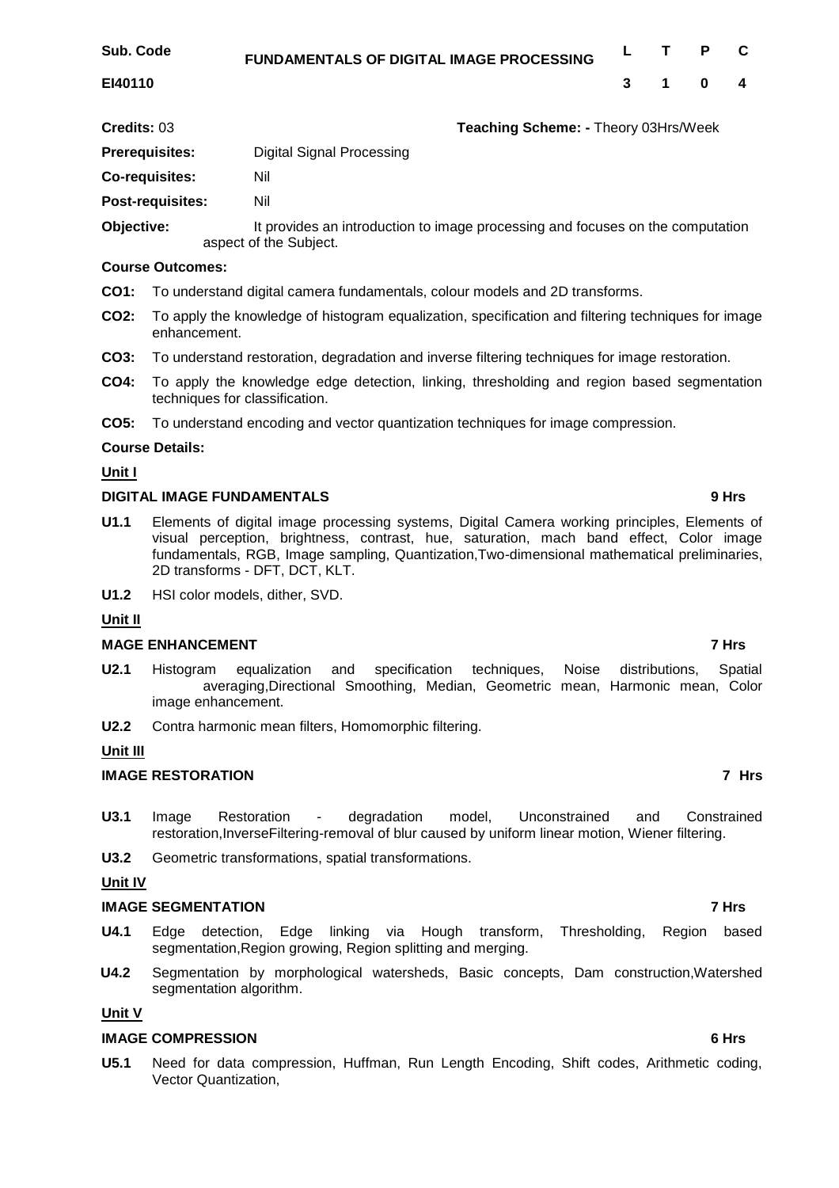| Sub. Code | FUNDAMENTALS OF DIGITAL IMAGE PROCESSING | L | T | P | C |
|---|---|---|---|---|---|
| **EI40110** | | 3 | 1 | 0 | 4 |

**Credits:** 03 **Teaching Scheme: -** Theory 03Hrs/Week

**Prerequisites:** Digital Signal Processing

**Co-requisites:** Nil

**Post-requisites:** Nil

**Objective:** It provides an introduction to image processing and focuses on the computation aspect of the Subject.

**Course Outcomes:**

**CO1:** To understand digital camera fundamentals, colour models and 2D transforms.

**CO2:** To apply the knowledge of histogram equalization, specification and filtering techniques for image enhancement.

**CO3:** To understand restoration, degradation and inverse filtering techniques for image restoration.

**CO4:** To apply the knowledge edge detection, linking, thresholding and region based segmentation techniques for classification.

**CO5:** To understand encoding and vector quantization techniques for image compression.

**Course Details:**

**Unit I**

**DIGITAL IMAGE FUNDAMENTALS** **9 Hrs**

**U1.1** Elements of digital image processing systems, Digital Camera working principles, Elements of visual perception, brightness, contrast, hue, saturation, mach band effect, Color image fundamentals, RGB, Image sampling, Quantization,Two-dimensional mathematical preliminaries, 2D transforms - DFT, DCT, KLT.

**U1.2** HSI color models, dither, SVD.

**Unit II**

**MAGE ENHANCEMENT** **7 Hrs**

**U2.1** Histogram equalization and specification techniques, Noise distributions, Spatial averaging,Directional Smoothing, Median, Geometric mean, Harmonic mean, Color image enhancement.

**U2.2** Contra harmonic mean filters, Homomorphic filtering.

**Unit III**

**IMAGE RESTORATION** **7 Hrs**

**U3.1** Image Restoration - degradation model, Unconstrained and Constrained restoration,InverseFiltering-removal of blur caused by uniform linear motion, Wiener filtering.

**U3.2** Geometric transformations, spatial transformations.

**Unit IV**

**IMAGE SEGMENTATION** **7 Hrs**

**U4.1** Edge detection, Edge linking via Hough transform, Thresholding, Region based segmentation,Region growing, Region splitting and merging.

**U4.2** Segmentation by morphological watersheds, Basic concepts, Dam construction,Watershed segmentation algorithm.

**Unit V**

**IMAGE COMPRESSION** **6 Hrs**

**U5.1** Need for data compression, Huffman, Run Length Encoding, Shift codes, Arithmetic coding, Vector Quantization,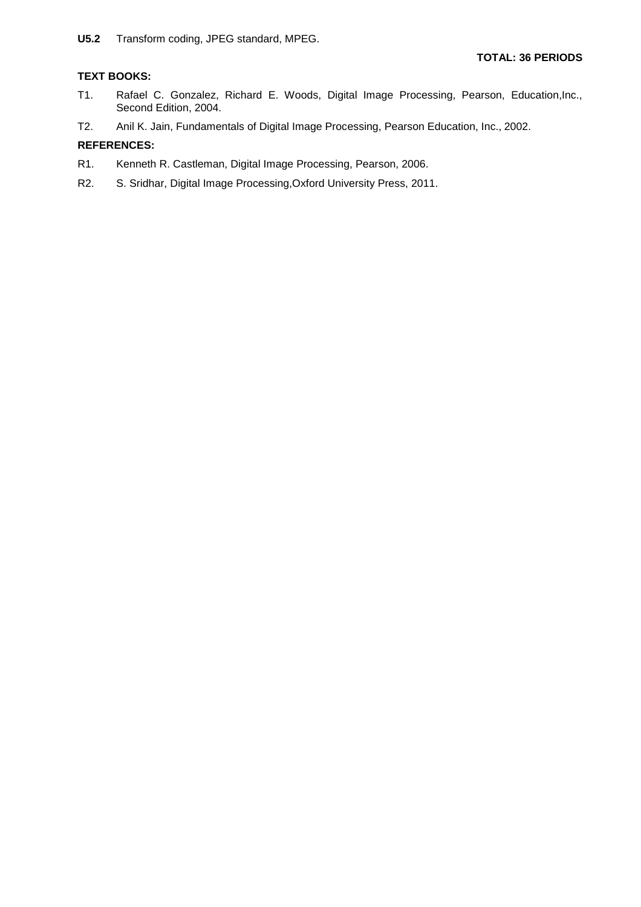**U5.2** Transform coding, JPEG standard, MPEG.

**TOTAL: 36 PERIODS**

**TEXT BOOKS:**

T1. Rafael C. Gonzalez, Richard E. Woods, Digital Image Processing, Pearson, Education,Inc., Second Edition, 2004.

T2. Anil K. Jain, Fundamentals of Digital Image Processing, Pearson Education, Inc., 2002.

**REFERENCES:**

R1. Kenneth R. Castleman, Digital Image Processing, Pearson, 2006.

R2. S. Sridhar, Digital Image Processing,Oxford University Press, 2011.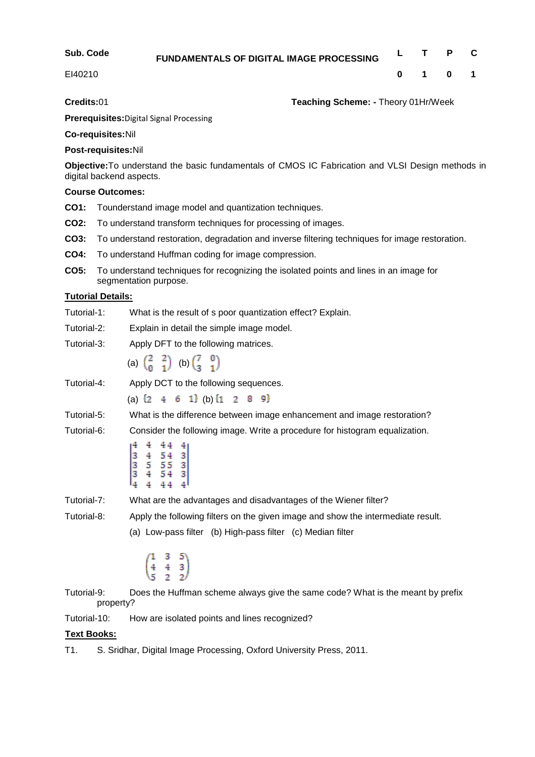| Sub. Code | FUNDAMENTALS OF DIGITAL IMAGE PROCESSING | L | T | P | C |
|---|---|---|---|---|---|
| EI40210 | | 0 | 1 | 0 | 1 |

**Credits:**01 **Teaching Scheme: -** Theory 01Hr/Week

**Prerequisites:**Digital Signal Processing

**Co-requisites:**Nil

**Post-requisites:**Nil

**Objective:**To understand the basic fundamentals of CMOS IC Fabrication and VLSI Design methods in digital backend aspects.

**Course Outcomes:**

**CO1:** Tounderstand image model and quantization techniques.

**CO2:** To understand transform techniques for processing of images.

**CO3:** To understand restoration, degradation and inverse filtering techniques for image restoration.

**CO4:** To understand Huffman coding for image compression.

**CO5:** To understand techniques for recognizing the isolated points and lines in an image for segmentation purpose.

**Tutorial Details:**

Tutorial-1: What is the result of s poor quantization effect? Explain.

Tutorial-2: Explain in detail the simple image model.

Tutorial-3: Apply DFT to the following matrices.

(a) $\begin{pmatrix} 2 & 2 \\ 0 & 1 \end{pmatrix}$ (b) $\begin{pmatrix} 7 & 0 \\ 3 & 1 \end{pmatrix}$

Tutorial-4: Apply DCT to the following sequences.

(a) $\{2 \quad 4 \quad 6 \quad 1\}$ (b) $\{1 \quad 2 \quad 8 \quad 9\}$

Tutorial-5: What is the difference between image enhancement and image restoration?

Tutorial-6: Consider the following image. Write a procedure for histogram equalization.

$$\begin{vmatrix} 4 & 4 & 4 & 4 & 4 \\ 3 & 4 & 5 & 4 & 3 \\ 3 & 5 & 5 & 5 & 3 \\ 3 & 4 & 5 & 4 & 3 \\ 4 & 4 & 4 & 4 & 4 \end{vmatrix}$$

Tutorial-7: What are the advantages and disadvantages of the Wiener filter?

Tutorial-8: Apply the following filters on the given image and show the intermediate result.

(a) Low-pass filter (b) High-pass filter (c) Median filter

$$\begin{pmatrix} 1 & 3 & 5 \\ 4 & 4 & 3 \\ 5 & 2 & 2 \end{pmatrix}$$

Tutorial-9: Does the Huffman scheme always give the same code? What is the meant by prefix property?

Tutorial-10: How are isolated points and lines recognized?

**Text Books:**

T1. S. Sridhar, Digital Image Processing, Oxford University Press, 2011.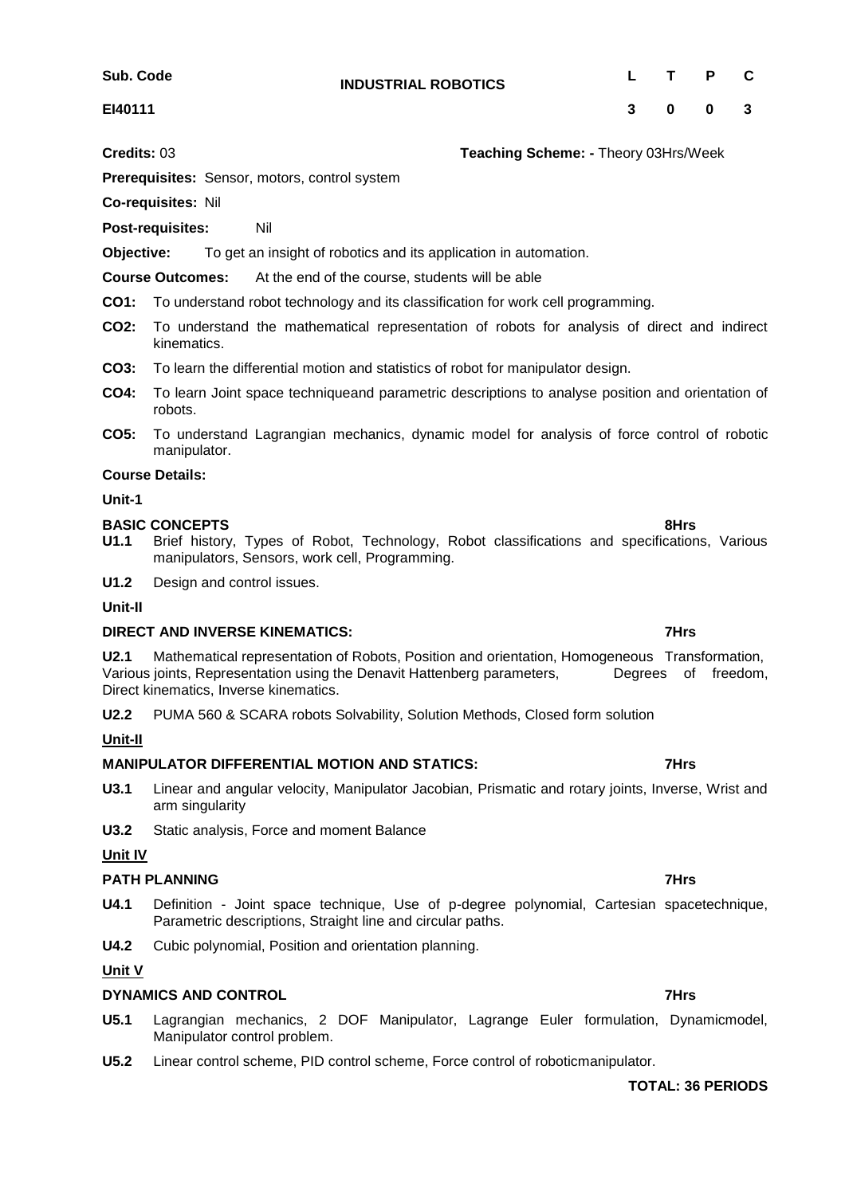| Sub. Code | INDUSTRIAL ROBOTICS | L | T | P | C |
|---|---|---|---|---|---|
| EI40111 | | 3 | 0 | 0 | 3 |

**Credits:** 03 **Teaching Scheme: -** Theory 03Hrs/Week

**Prerequisites:** Sensor, motors, control system

**Co-requisites:** Nil

**Post-requisites:** Nil

**Objective:** To get an insight of robotics and its application in automation.

**Course Outcomes:** At the end of the course, students will be able

**CO1:** To understand robot technology and its classification for work cell programming.

**CO2:** To understand the mathematical representation of robots for analysis of direct and indirect kinematics.

**CO3:** To learn the differential motion and statistics of robot for manipulator design.

**CO4:** To learn Joint space techniqueand parametric descriptions to analyse position and orientation of robots.

**CO5:** To understand Lagrangian mechanics, dynamic model for analysis of force control of robotic manipulator.

**Course Details:**

**Unit-1**

**BASIC CONCEPTS** **8Hrs**

**U1.1** Brief history, Types of Robot, Technology, Robot classifications and specifications, Various manipulators, Sensors, work cell, Programming.

**U1.2** Design and control issues.

**Unit-II**

**DIRECT AND INVERSE KINEMATICS:** **7Hrs**

**U2.1** Mathematical representation of Robots, Position and orientation, Homogeneous Transformation, Various joints, Representation using the Denavit Hattenberg parameters, Degrees of freedom, Direct kinematics, Inverse kinematics.

**U2.2** PUMA 560 & SCARA robots Solvability, Solution Methods, Closed form solution

**Unit-II**

**MANIPULATOR DIFFERENTIAL MOTION AND STATICS:** **7Hrs**

**U3.1** Linear and angular velocity, Manipulator Jacobian, Prismatic and rotary joints, Inverse, Wrist and arm singularity

**U3.2** Static analysis, Force and moment Balance

**Unit IV**

**PATH PLANNING** **7Hrs**

**U4.1** Definition - Joint space technique, Use of p-degree polynomial, Cartesian spacetechnique, Parametric descriptions, Straight line and circular paths.

**U4.2** Cubic polynomial, Position and orientation planning.

**Unit V**

**DYNAMICS AND CONTROL** **7Hrs**

**U5.1** Lagrangian mechanics, 2 DOF Manipulator, Lagrange Euler formulation, Dynamicmodel, Manipulator control problem.

**U5.2** Linear control scheme, PID control scheme, Force control of roboticmanipulator.

**TOTAL: 36 PERIODS**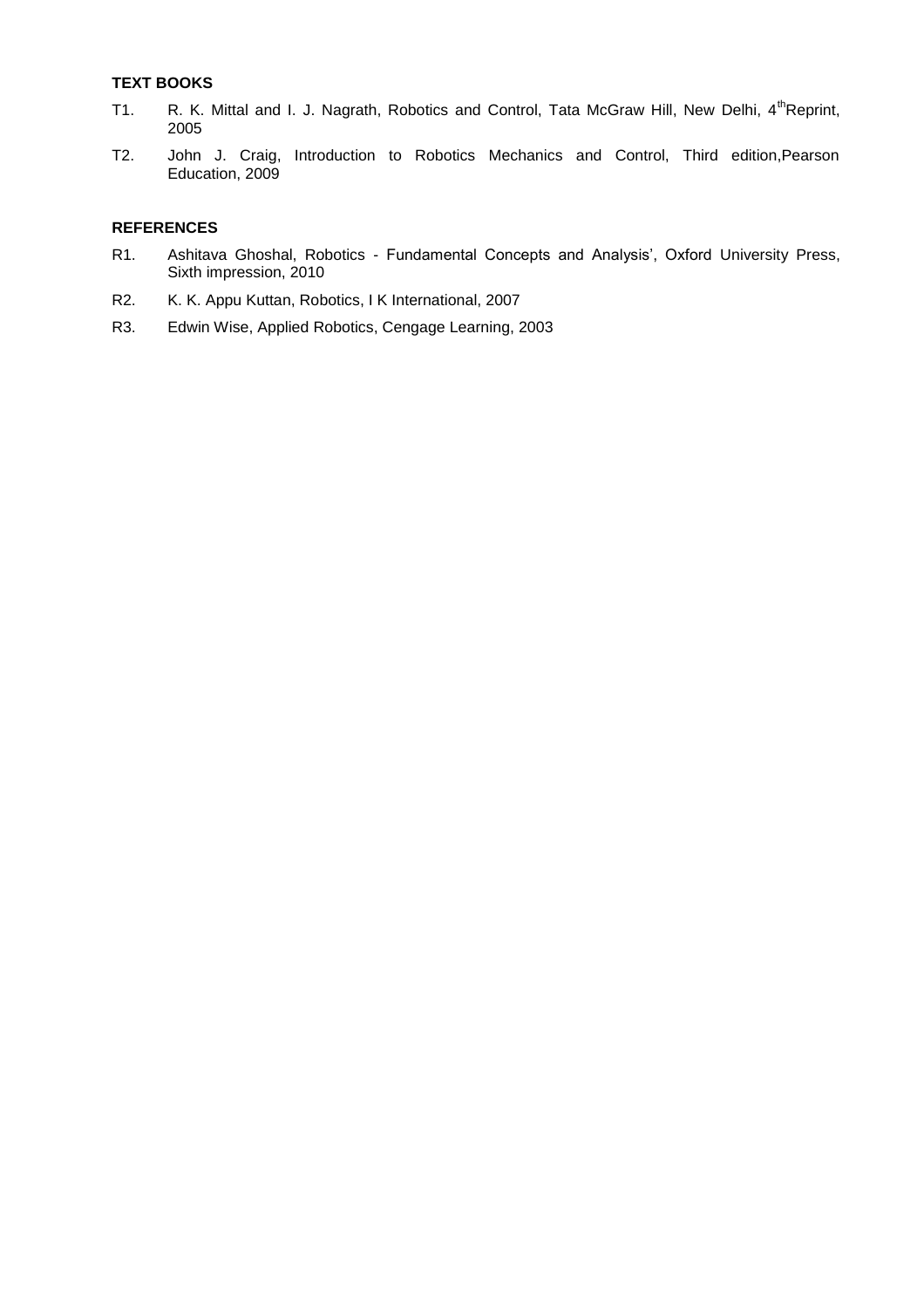**TEXT BOOKS**

T1. R. K. Mittal and I. J. Nagrath, Robotics and Control, Tata McGraw Hill, New Delhi, 4$^{th}$Reprint, 2005

T2. John J. Craig, Introduction to Robotics Mechanics and Control, Third edition,Pearson Education, 2009

**REFERENCES**

R1. Ashitava Ghoshal, Robotics - Fundamental Concepts and Analysis', Oxford University Press, Sixth impression, 2010

R2. K. K. Appu Kuttan, Robotics, I K International, 2007

R3. Edwin Wise, Applied Robotics, Cengage Learning, 2003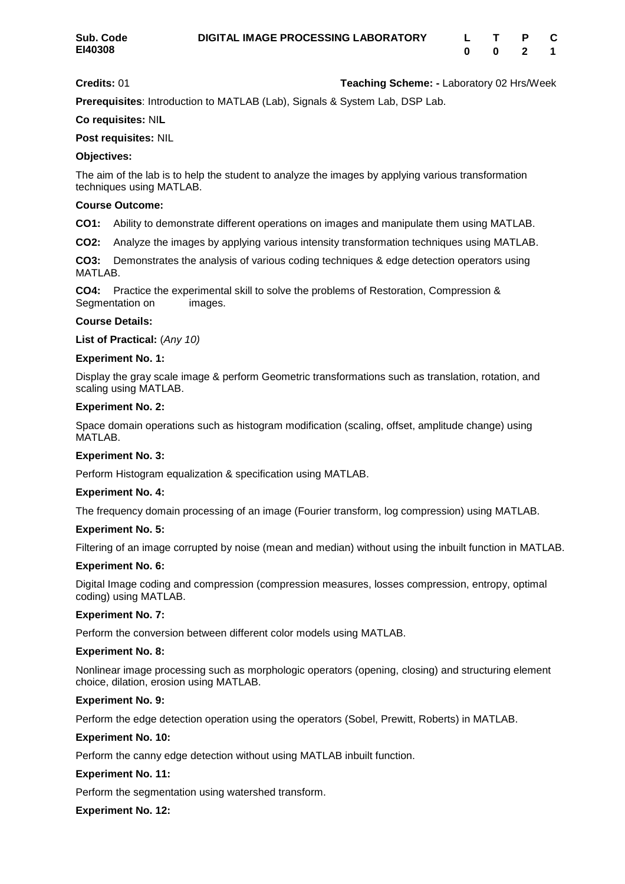| Sub. Code EI40308 | DIGITAL IMAGE PROCESSING LABORATORY | L | T | P | C |
|---|---|---|---|---|---|
| | | 0 | 0 | 2 | 1 |

**Credits:** 01 **Teaching Scheme: -** Laboratory 02 Hrs/Week

**Prerequisites**: Introduction to MATLAB (Lab), Signals & System Lab, DSP Lab.

**Co requisites:** NI**L**

**Post requisites:** NIL

**Objectives:**

The aim of the lab is to help the student to analyze the images by applying various transformation techniques using MATLAB.

**Course Outcome:**

**CO1:** Ability to demonstrate different operations on images and manipulate them using MATLAB.

**CO2:** Analyze the images by applying various intensity transformation techniques using MATLAB.

**CO3:** Demonstrates the analysis of various coding techniques & edge detection operators using MATLAB.

**CO4:** Practice the experimental skill to solve the problems of Restoration, Compression & Segmentation on images.

**Course Details:**

**List of Practical:** (*Any 10)*

**Experiment No. 1:**

Display the gray scale image & perform Geometric transformations such as translation, rotation, and scaling using MATLAB.

**Experiment No. 2:**

Space domain operations such as histogram modification (scaling, offset, amplitude change) using MATLAB.

**Experiment No. 3:**

Perform Histogram equalization & specification using MATLAB.

**Experiment No. 4:**

The frequency domain processing of an image (Fourier transform, log compression) using MATLAB.

**Experiment No. 5:**

Filtering of an image corrupted by noise (mean and median) without using the inbuilt function in MATLAB.

**Experiment No. 6:**

Digital Image coding and compression (compression measures, losses compression, entropy, optimal coding) using MATLAB.

**Experiment No. 7:**

Perform the conversion between different color models using MATLAB.

**Experiment No. 8:**

Nonlinear image processing such as morphologic operators (opening, closing) and structuring element choice, dilation, erosion using MATLAB.

**Experiment No. 9:**

Perform the edge detection operation using the operators (Sobel, Prewitt, Roberts) in MATLAB.

**Experiment No. 10:**

Perform the canny edge detection without using MATLAB inbuilt function.

**Experiment No. 11:**

Perform the segmentation using watershed transform.

**Experiment No. 12:**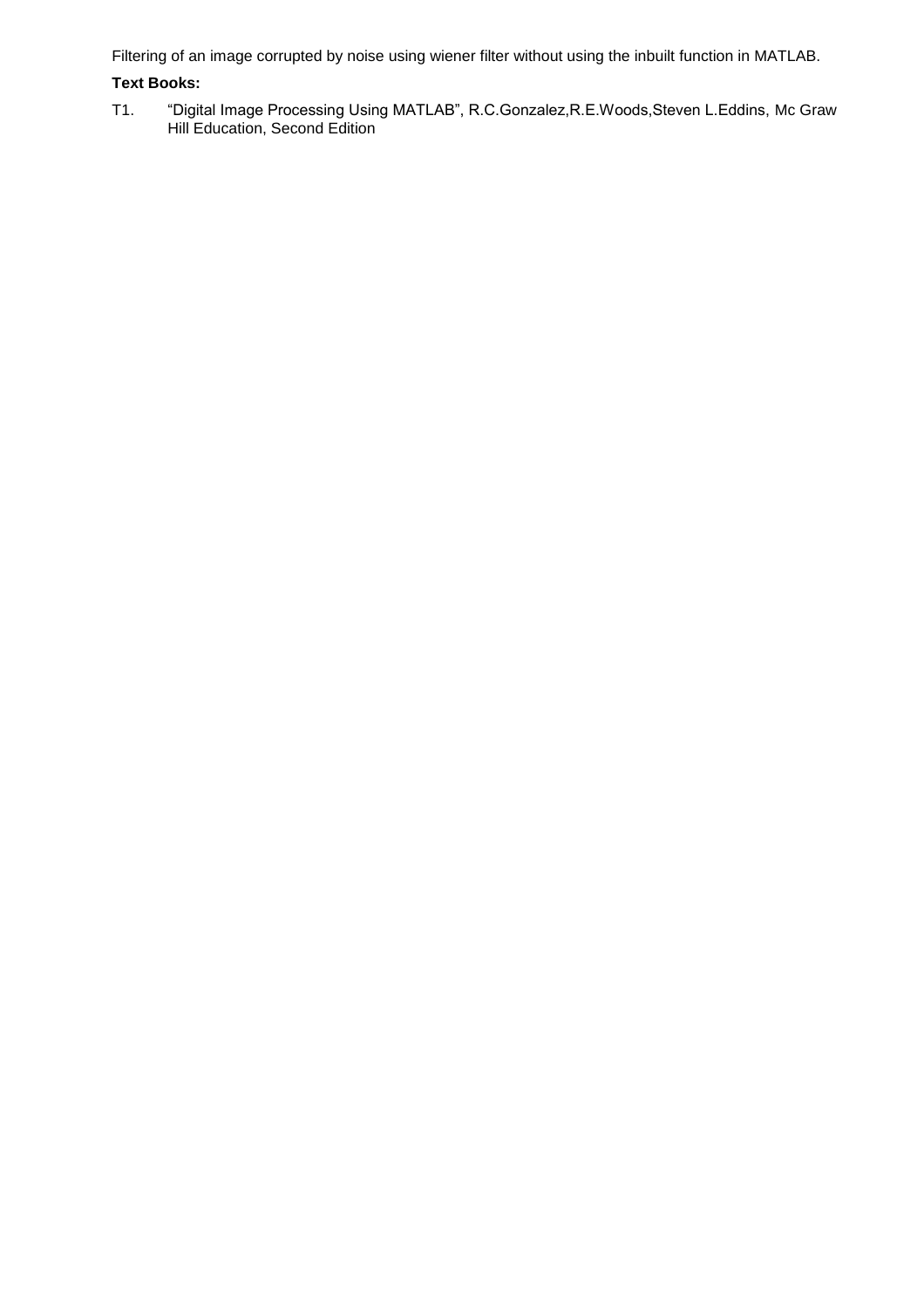Filtering of an image corrupted by noise using wiener filter without using the inbuilt function in MATLAB.

**Text Books:**

T1. "Digital Image Processing Using MATLAB", R.C.Gonzalez,R.E.Woods,Steven L.Eddins, Mc Graw Hill Education, Second Edition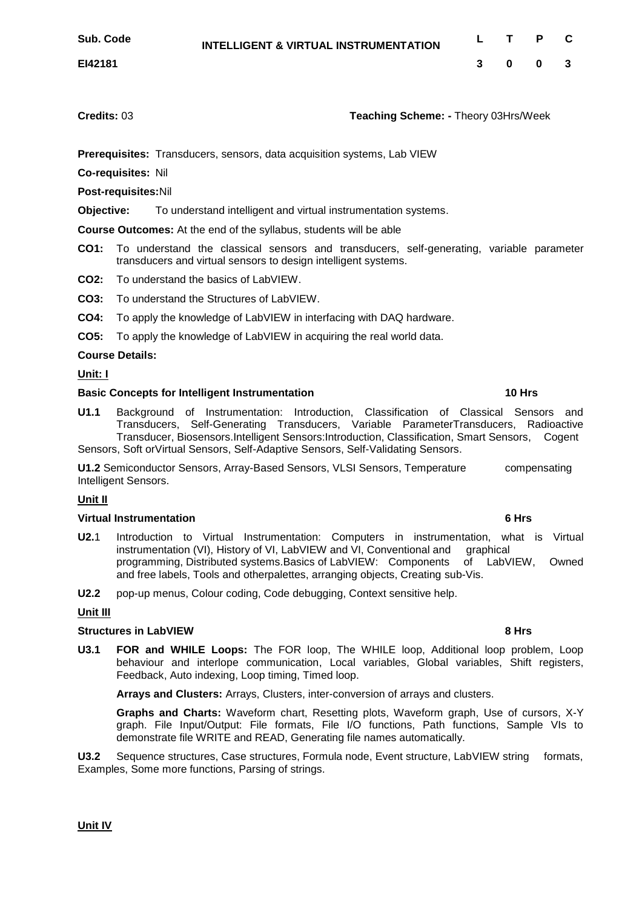| Sub. Code | INTELLIGENT & VIRTUAL INSTRUMENTATION | L | T | P | C |
|---|---|---|---|---|---|
| EI42181 | | 3 | 0 | 0 | 3 |

**Credits:** 03 **Teaching Scheme: -** Theory 03Hrs/Week

**Prerequisites:** Transducers, sensors, data acquisition systems, Lab VIEW

**Co-requisites:** Nil

**Post-requisites:** Nil

**Objective:** To understand intelligent and virtual instrumentation systems.

**Course Outcomes:** At the end of the syllabus, students will be able

**CO1:** To understand the classical sensors and transducers, self-generating, variable parameter transducers and virtual sensors to design intelligent systems.

**CO2:** To understand the basics of LabVIEW.

**CO3:** To understand the Structures of LabVIEW.

**CO4:** To apply the knowledge of LabVIEW in interfacing with DAQ hardware.

**CO5:** To apply the knowledge of LabVIEW in acquiring the real world data.

**Course Details:**

**Unit: I**

**Basic Concepts for Intelligent Instrumentation** **10 Hrs**

**U1.1** Background of Instrumentation: Introduction, Classification of Classical Sensors and Transducers, Self-Generating Transducers, Variable ParameterTransducers, Radioactive Transducer, Biosensors.Intelligent Sensors:Introduction, Classification, Smart Sensors, Cogent Sensors, Soft orVirtual Sensors, Self-Adaptive Sensors, Self-Validating Sensors.

**U1.2** Semiconductor Sensors, Array-Based Sensors, VLSI Sensors, Temperature compensating Intelligent Sensors.

**Unit II**

**Virtual Instrumentation** **6 Hrs**

**U2.**1 Introduction to Virtual Instrumentation: Computers in instrumentation, what is Virtual instrumentation (VI), History of VI, LabVIEW and VI, Conventional and graphical programming, Distributed systems.Basics of LabVIEW: Components of LabVIEW, Owned and free labels, Tools and otherpalettes, arranging objects, Creating sub-Vis.

**U2.2** pop-up menus, Colour coding, Code debugging, Context sensitive help.

**Unit III**

**Structures in LabVIEW** **8 Hrs**

**U3.1** **FOR and WHILE Loops:** The FOR loop, The WHILE loop, Additional loop problem, Loop behaviour and interlope communication, Local variables, Global variables, Shift registers, Feedback, Auto indexing, Loop timing, Timed loop.

**Arrays and Clusters:** Arrays, Clusters, inter-conversion of arrays and clusters.

**Graphs and Charts:** Waveform chart, Resetting plots, Waveform graph, Use of cursors, X-Y graph. File Input/Output: File formats, File I/O functions, Path functions, Sample VIs to demonstrate file WRITE and READ, Generating file names automatically.

**U3.2** Sequence structures, Case structures, Formula node, Event structure, LabVIEW string formats, Examples, Some more functions, Parsing of strings.

**Unit IV**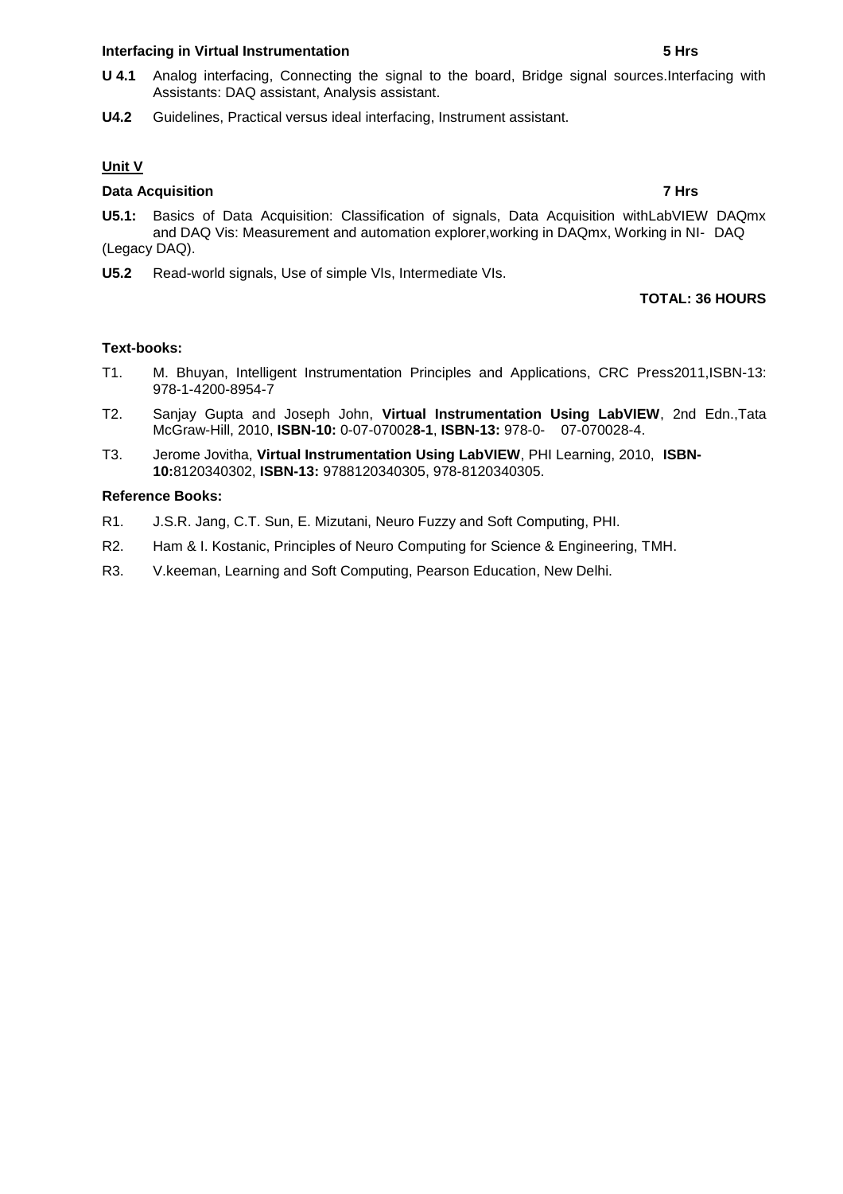**Interfacing in Virtual Instrumentation** **5 Hrs**

**U 4.1** Analog interfacing, Connecting the signal to the board, Bridge signal sources.Interfacing with Assistants: DAQ assistant, Analysis assistant.

**U4.2** Guidelines, Practical versus ideal interfacing, Instrument assistant.

**Unit V**

**Data Acquisition** **7 Hrs**

**U5.1:** Basics of Data Acquisition: Classification of signals, Data Acquisition withLabVIEW DAQmx and DAQ Vis: Measurement and automation explorer,working in DAQmx, Working in NI- DAQ (Legacy DAQ).

**U5.2** Read-world signals, Use of simple VIs, Intermediate VIs.

**TOTAL: 36 HOURS**

**Text-books:**

T1. M. Bhuyan, Intelligent Instrumentation Principles and Applications, CRC Press2011,ISBN-13: 978-1-4200-8954-7

T2. Sanjay Gupta and Joseph John, **Virtual Instrumentation Using LabVIEW**, 2nd Edn.,Tata McGraw-Hill, 2010, **ISBN-10:** 0-07-07002**8-1**, **ISBN-13:** 978-0- 07-070028-4.

T3. Jerome Jovitha, **Virtual Instrumentation Using LabVIEW**, PHI Learning, 2010, **ISBN-10:**8120340302, **ISBN-13:** 9788120340305, 978-8120340305.

**Reference Books:**

R1. J.S.R. Jang, C.T. Sun, E. Mizutani, Neuro Fuzzy and Soft Computing, PHI.

R2. Ham & I. Kostanic, Principles of Neuro Computing for Science & Engineering, TMH.

R3. V.keeman, Learning and Soft Computing, Pearson Education, New Delhi.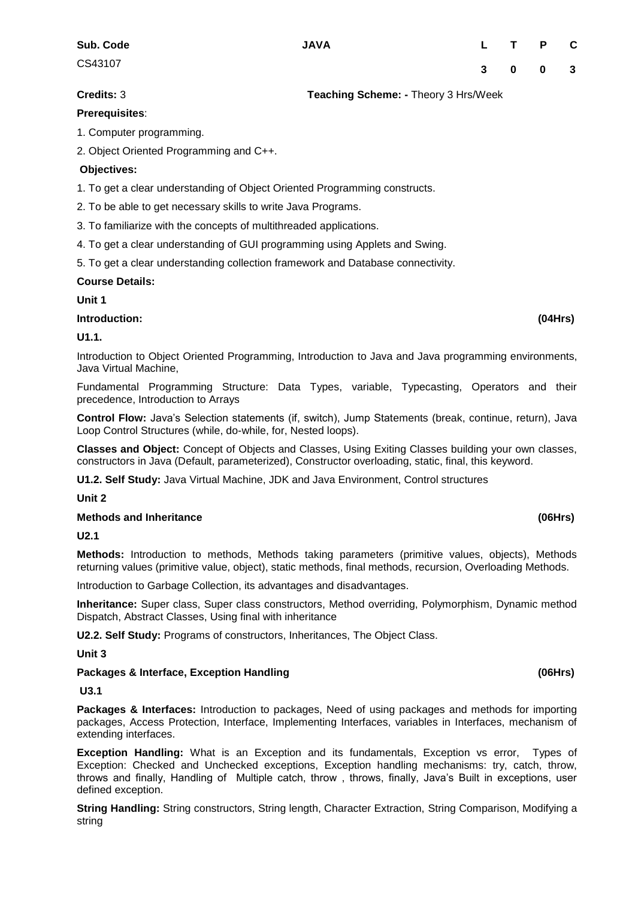| Sub. Code | JAVA | L | T | P | C |
|---|---|---|---|---|---|
| CS43107 | | 3 | 0 | 0 | 3 |

**Credits:** 3 **Teaching Scheme: -** Theory 3 Hrs/Week

**Prerequisites**:

1. Computer programming.
2. Object Oriented Programming and C++.

**Objectives:**

1. To get a clear understanding of Object Oriented Programming constructs.
2. To be able to get necessary skills to write Java Programs.
3. To familiarize with the concepts of multithreaded applications.
4. To get a clear understanding of GUI programming using Applets and Swing.
5. To get a clear understanding collection framework and Database connectivity.

**Course Details:**

**Unit 1**

**Introduction: (04Hrs)**

**U1.1.**

Introduction to Object Oriented Programming, Introduction to Java and Java programming environments, Java Virtual Machine,

Fundamental Programming Structure: Data Types, variable, Typecasting, Operators and their precedence, Introduction to Arrays

**Control Flow:** Java's Selection statements (if, switch), Jump Statements (break, continue, return), Java Loop Control Structures (while, do-while, for, Nested loops).

**Classes and Object:** Concept of Objects and Classes, Using Exiting Classes building your own classes, constructors in Java (Default, parameterized), Constructor overloading, static, final, this keyword.

**U1.2. Self Study:** Java Virtual Machine, JDK and Java Environment, Control structures

**Unit 2**

**Methods and Inheritance (06Hrs)**

**U2.1**

**Methods:** Introduction to methods, Methods taking parameters (primitive values, objects), Methods returning values (primitive value, object), static methods, final methods, recursion, Overloading Methods.

Introduction to Garbage Collection, its advantages and disadvantages.

**Inheritance:** Super class, Super class constructors, Method overriding, Polymorphism, Dynamic method Dispatch, Abstract Classes, Using final with inheritance

**U2.2. Self Study:** Programs of constructors, Inheritances, The Object Class.

**Unit 3**

**Packages & Interface, Exception Handling (06Hrs)**

**U3.1**

**Packages & Interfaces:** Introduction to packages, Need of using packages and methods for importing packages, Access Protection, Interface, Implementing Interfaces, variables in Interfaces, mechanism of extending interfaces.

**Exception Handling:** What is an Exception and its fundamentals, Exception vs error, Types of Exception: Checked and Unchecked exceptions, Exception handling mechanisms: try, catch, throw, throws and finally, Handling of Multiple catch, throw , throws, finally, Java's Built in exceptions, user defined exception.

**String Handling:** String constructors, String length, Character Extraction, String Comparison, Modifying a string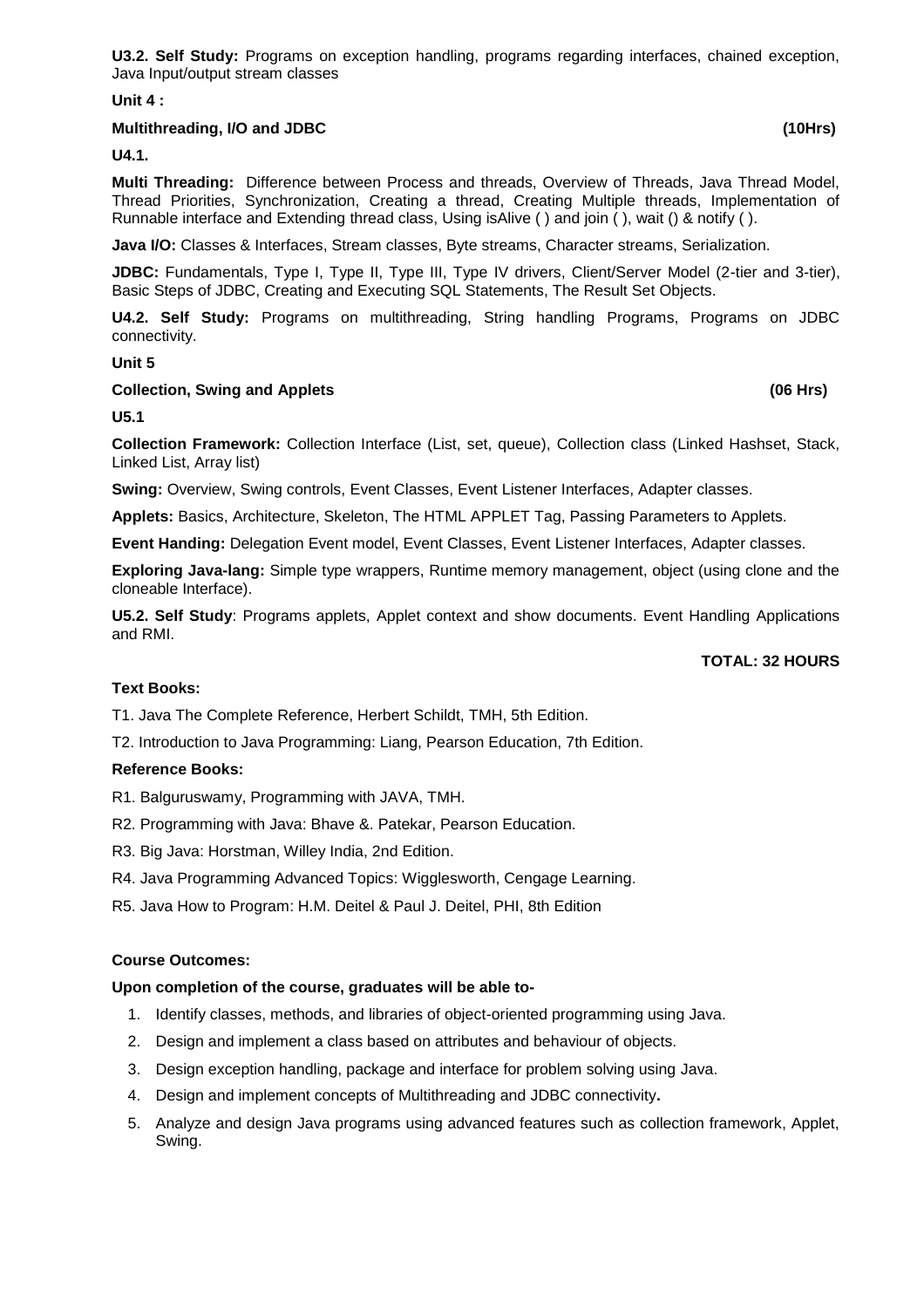**U3.2. Self Study:** Programs on exception handling, programs regarding interfaces, chained exception, Java Input/output stream classes

**Unit 4 :**

**Multithreading, I/O and JDBC (10Hrs)**

**U4.1.**

**Multi Threading:** Difference between Process and threads, Overview of Threads, Java Thread Model, Thread Priorities, Synchronization, Creating a thread, Creating Multiple threads, Implementation of Runnable interface and Extending thread class, Using isAlive ( ) and join ( ), wait () & notify ( ).

**Java I/O:** Classes & Interfaces, Stream classes, Byte streams, Character streams, Serialization.

**JDBC:** Fundamentals, Type I, Type II, Type III, Type IV drivers, Client/Server Model (2-tier and 3-tier), Basic Steps of JDBC, Creating and Executing SQL Statements, The Result Set Objects.

**U4.2. Self Study:** Programs on multithreading, String handling Programs, Programs on JDBC connectivity.

**Unit 5**

**Collection, Swing and Applets (06 Hrs)**

**U5.1**

**Collection Framework:** Collection Interface (List, set, queue), Collection class (Linked Hashset, Stack, Linked List, Array list)

**Swing:** Overview, Swing controls, Event Classes, Event Listener Interfaces, Adapter classes.

**Applets:** Basics, Architecture, Skeleton, The HTML APPLET Tag, Passing Parameters to Applets.

**Event Handing:** Delegation Event model, Event Classes, Event Listener Interfaces, Adapter classes.

**Exploring Java-lang:** Simple type wrappers, Runtime memory management, object (using clone and the cloneable Interface).

**U5.2. Self Study**: Programs applets, Applet context and show documents. Event Handling Applications and RMI.

**TOTAL: 32 HOURS**

**Text Books:**

T1. Java The Complete Reference, Herbert Schildt, TMH, 5th Edition.

T2. Introduction to Java Programming: Liang, Pearson Education, 7th Edition.

**Reference Books:**

R1. Balguruswamy, Programming with JAVA, TMH.

R2. Programming with Java: Bhave &. Patekar, Pearson Education.

R3. Big Java: Horstman, Willey India, 2nd Edition.

R4. Java Programming Advanced Topics: Wigglesworth, Cengage Learning.

R5. Java How to Program: H.M. Deitel & Paul J. Deitel, PHI, 8th Edition

**Course Outcomes:**

**Upon completion of the course, graduates will be able to-**

1. Identify classes, methods, and libraries of object-oriented programming using Java.
2. Design and implement a class based on attributes and behaviour of objects.
3. Design exception handling, package and interface for problem solving using Java.
4. Design and implement concepts of Multithreading and JDBC connectivity**.**
5. Analyze and design Java programs using advanced features such as collection framework, Applet, Swing.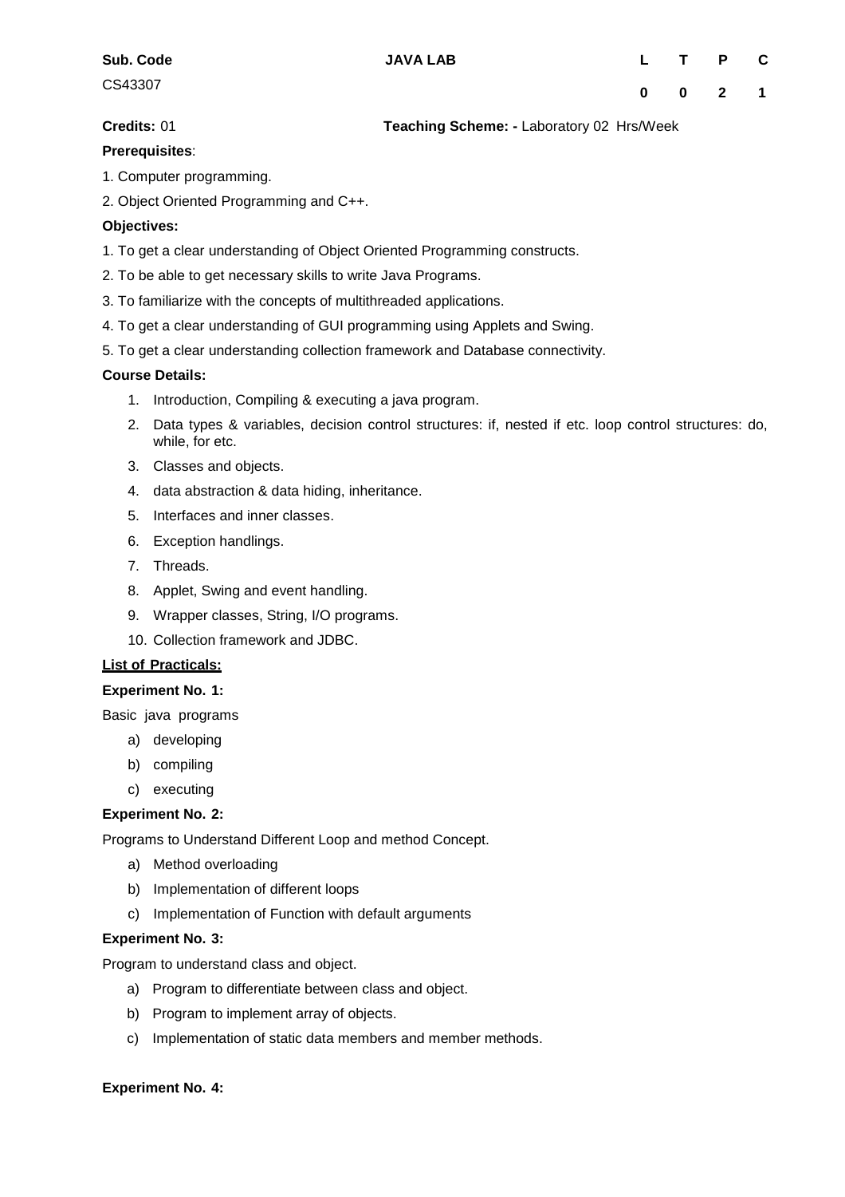| Sub. Code | JAVA LAB | L | T | P | C |
|---|---|---|---|---|---|
| CS43307 | | 0 | 0 | 2 | 1 |

**Credits:** 01 **Teaching Scheme: -** Laboratory 02 Hrs/Week

**Prerequisites**:

1. Computer programming.
2. Object Oriented Programming and C++.

**Objectives:**

1. To get a clear understanding of Object Oriented Programming constructs.
2. To be able to get necessary skills to write Java Programs.
3. To familiarize with the concepts of multithreaded applications.
4. To get a clear understanding of GUI programming using Applets and Swing.
5. To get a clear understanding collection framework and Database connectivity.

**Course Details:**

1. Introduction, Compiling & executing a java program.
2. Data types & variables, decision control structures: if, nested if etc. loop control structures: do, while, for etc.
3. Classes and objects.
4. data abstraction & data hiding, inheritance.
5. Interfaces and inner classes.
6. Exception handlings.
7. Threads.
8. Applet, Swing and event handling.
9. Wrapper classes, String, I/O programs.
10. Collection framework and JDBC.

**List of Practicals:**

**Experiment No. 1:**

Basic java programs

a) developing
b) compiling
c) executing

**Experiment No. 2:**

Programs to Understand Different Loop and method Concept.

a) Method overloading
b) Implementation of different loops
c) Implementation of Function with default arguments

**Experiment No. 3:**

Program to understand class and object.

a) Program to differentiate between class and object.
b) Program to implement array of objects.
c) Implementation of static data members and member methods.

**Experiment No. 4:**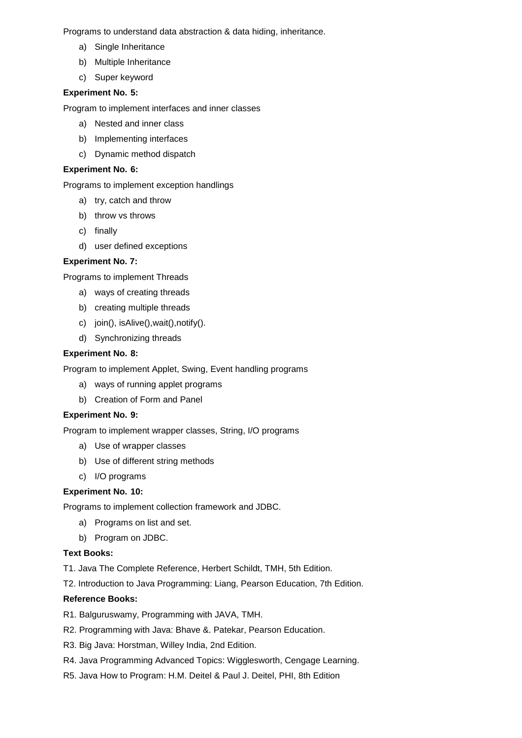Programs to understand data abstraction & data hiding, inheritance.

a) Single Inheritance
b) Multiple Inheritance
c) Super keyword

**Experiment No. 5:**

Program to implement interfaces and inner classes

a) Nested and inner class
b) Implementing interfaces
c) Dynamic method dispatch

**Experiment No. 6:**

Programs to implement exception handlings

a) try, catch and throw
b) throw vs throws
c) finally
d) user defined exceptions

**Experiment No. 7:**

Programs to implement Threads

a) ways of creating threads
b) creating multiple threads
c) join(), isAlive(),wait(),notify().
d) Synchronizing threads

**Experiment No. 8:**

Program to implement Applet, Swing, Event handling programs

a) ways of running applet programs
b) Creation of Form and Panel

**Experiment No. 9:**

Program to implement wrapper classes, String, I/O programs

a) Use of wrapper classes
b) Use of different string methods
c) I/O programs

**Experiment No. 10:**

Programs to implement collection framework and JDBC.

a) Programs on list and set.
b) Program on JDBC.

**Text Books:**

T1. Java The Complete Reference, Herbert Schildt, TMH, 5th Edition.

T2. Introduction to Java Programming: Liang, Pearson Education, 7th Edition.

**Reference Books:**

R1. Balguruswamy, Programming with JAVA, TMH.

R2. Programming with Java: Bhave &. Patekar, Pearson Education.

R3. Big Java: Horstman, Willey India, 2nd Edition.

R4. Java Programming Advanced Topics: Wigglesworth, Cengage Learning.

R5. Java How to Program: H.M. Deitel & Paul J. Deitel, PHI, 8th Edition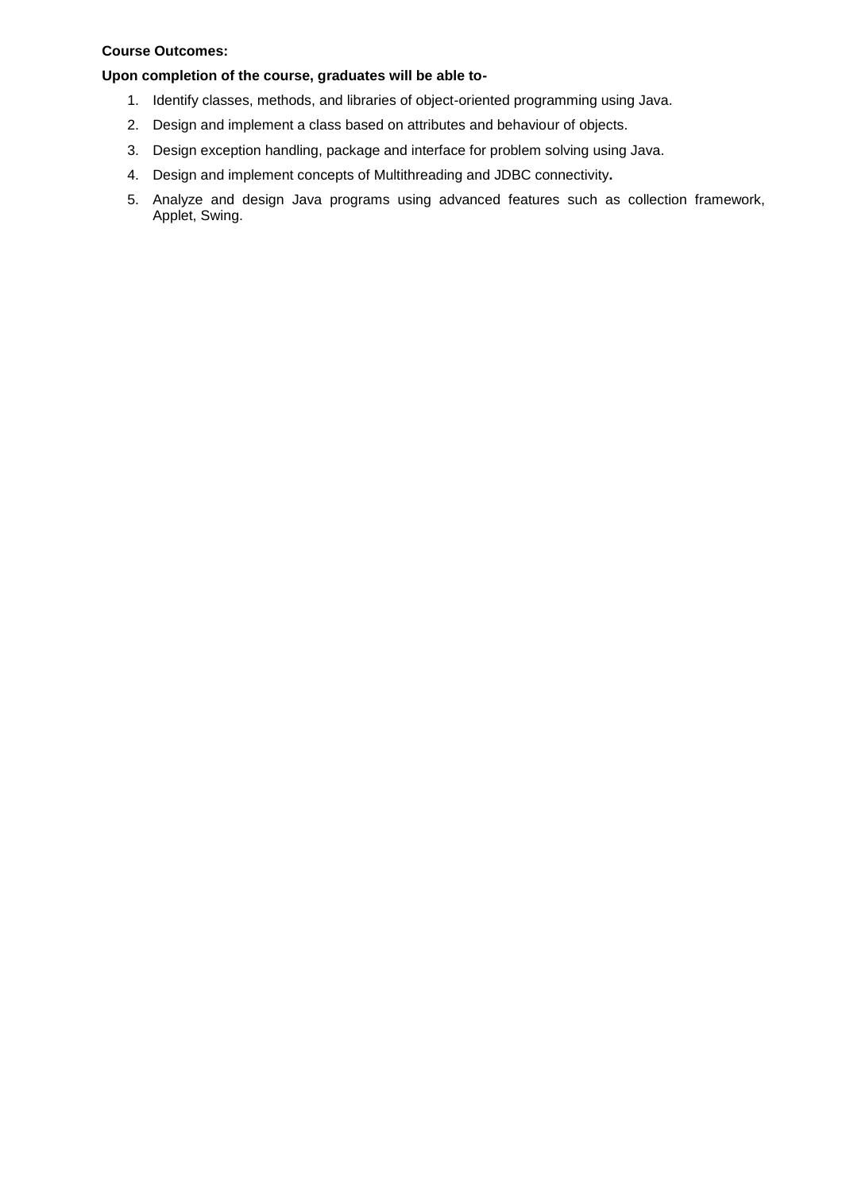**Course Outcomes:**

**Upon completion of the course, graduates will be able to-**

1. Identify classes, methods, and libraries of object-oriented programming using Java.
2. Design and implement a class based on attributes and behaviour of objects.
3. Design exception handling, package and interface for problem solving using Java.
4. Design and implement concepts of Multithreading and JDBC connectivity**.**
5. Analyze and design Java programs using advanced features such as collection framework, Applet, Swing.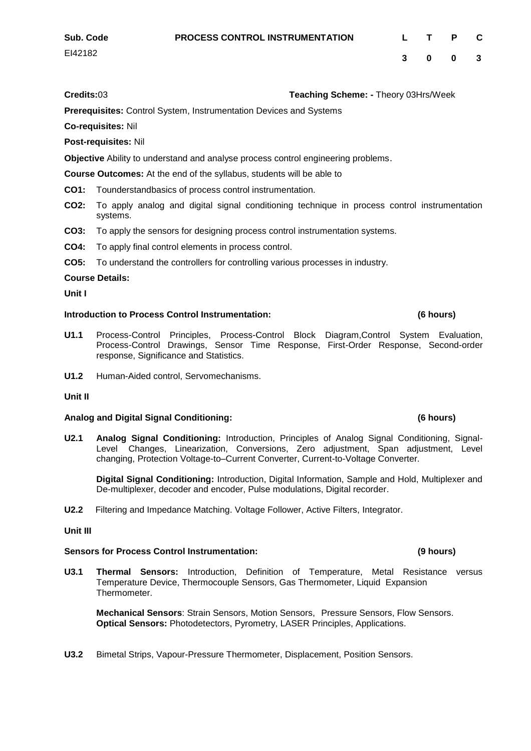| Sub. Code | PROCESS CONTROL INSTRUMENTATION | L | T | P | C |
|---|---|---|---|---|---|
| EI42182 | | 3 | 0 | 0 | 3 |

**Credits:**03 **Teaching Scheme: -** Theory 03Hrs/Week

**Prerequisites:** Control System, Instrumentation Devices and Systems

**Co-requisites:** Nil

**Post-requisites:** Nil

**Objective** Ability to understand and analyse process control engineering problems.

**Course Outcomes:** At the end of the syllabus, students will be able to

**CO1:** Tounderstandbasics of process control instrumentation.

**CO2:** To apply analog and digital signal conditioning technique in process control instrumentation systems.

**CO3:** To apply the sensors for designing process control instrumentation systems.

**CO4:** To apply final control elements in process control.

**CO5:** To understand the controllers for controlling various processes in industry.

**Course Details:**

**Unit I**

**Introduction to Process Control Instrumentation: (6 hours)**

**U1.1** Process-Control Principles, Process-Control Block Diagram,Control System Evaluation, Process-Control Drawings, Sensor Time Response, First-Order Response, Second-order response, Significance and Statistics.

**U1.2** Human-Aided control, Servomechanisms.

**Unit II**

**Analog and Digital Signal Conditioning: (6 hours)**

**U2.1** **Analog Signal Conditioning:** Introduction, Principles of Analog Signal Conditioning, Signal-Level Changes, Linearization, Conversions, Zero adjustment, Span adjustment, Level changing, Protection Voltage-to–Current Converter, Current-to-Voltage Converter.

**Digital Signal Conditioning:** Introduction, Digital Information, Sample and Hold, Multiplexer and De-multiplexer, decoder and encoder, Pulse modulations, Digital recorder.

**U2.2** Filtering and Impedance Matching. Voltage Follower, Active Filters, Integrator.

**Unit III**

**Sensors for Process Control Instrumentation: (9 hours)**

**U3.1** **Thermal Sensors:** Introduction, Definition of Temperature, Metal Resistance versus Temperature Device, Thermocouple Sensors, Gas Thermometer, Liquid Expansion Thermometer.

**Mechanical Sensors**: Strain Sensors, Motion Sensors, Pressure Sensors, Flow Sensors.
**Optical Sensors:** Photodetectors, Pyrometry, LASER Principles, Applications.

**U3.2** Bimetal Strips, Vapour-Pressure Thermometer, Displacement, Position Sensors.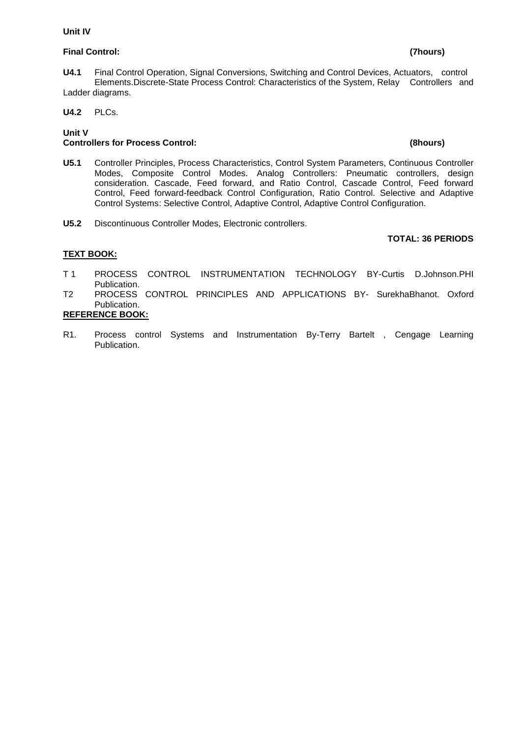**Unit IV**

**Final Control: (7hours)**

**U4.1** Final Control Operation, Signal Conversions, Switching and Control Devices, Actuators, control Elements.Discrete-State Process Control: Characteristics of the System, Relay Controllers and Ladder diagrams.

**U4.2** PLCs.

**Unit V**
**Controllers for Process Control: (8hours)**

**U5.1** Controller Principles, Process Characteristics, Control System Parameters, Continuous Controller Modes, Composite Control Modes. Analog Controllers: Pneumatic controllers, design consideration. Cascade, Feed forward, and Ratio Control, Cascade Control, Feed forward Control, Feed forward-feedback Control Configuration, Ratio Control. Selective and Adaptive Control Systems: Selective Control, Adaptive Control, Adaptive Control Configuration.

**U5.2** Discontinuous Controller Modes, Electronic controllers.

**TOTAL: 36 PERIODS**

**TEXT BOOK:**

T 1 PROCESS CONTROL INSTRUMENTATION TECHNOLOGY BY-Curtis D.Johnson.PHI Publication.

T2 PROCESS CONTROL PRINCIPLES AND APPLICATIONS BY- SurekhaBhanot. Oxford Publication.

**REFERENCE BOOK:**

R1. Process control Systems and Instrumentation By-Terry Bartelt , Cengage Learning Publication.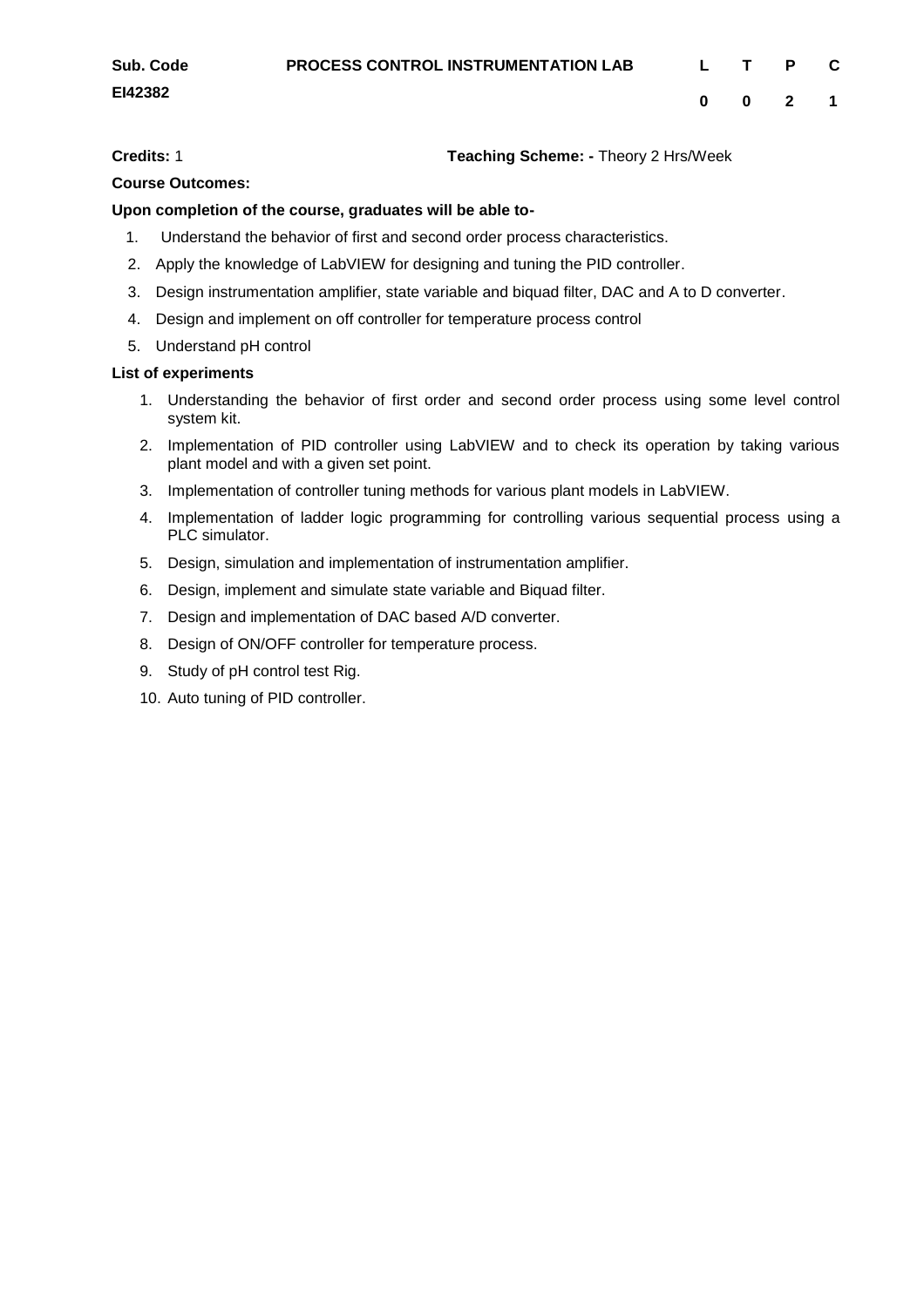| Sub. Code | PROCESS CONTROL INSTRUMENTATION LAB | L | T | P | C |
|---|---|---|---|---|---|
| EI42382 | | 0 | 0 | 2 | 1 |

**Credits:** 1 **Teaching Scheme: -** Theory 2 Hrs/Week

**Course Outcomes:**

**Upon completion of the course, graduates will be able to-**

1. Understand the behavior of first and second order process characteristics.
2. Apply the knowledge of LabVIEW for designing and tuning the PID controller.
3. Design instrumentation amplifier, state variable and biquad filter, DAC and A to D converter.
4. Design and implement on off controller for temperature process control
5. Understand pH control

**List of experiments**

1. Understanding the behavior of first order and second order process using some level control system kit.
2. Implementation of PID controller using LabVIEW and to check its operation by taking various plant model and with a given set point.
3. Implementation of controller tuning methods for various plant models in LabVIEW.
4. Implementation of ladder logic programming for controlling various sequential process using a PLC simulator.
5. Design, simulation and implementation of instrumentation amplifier.
6. Design, implement and simulate state variable and Biquad filter.
7. Design and implementation of DAC based A/D converter.
8. Design of ON/OFF controller for temperature process.
9. Study of pH control test Rig.
10. Auto tuning of PID controller.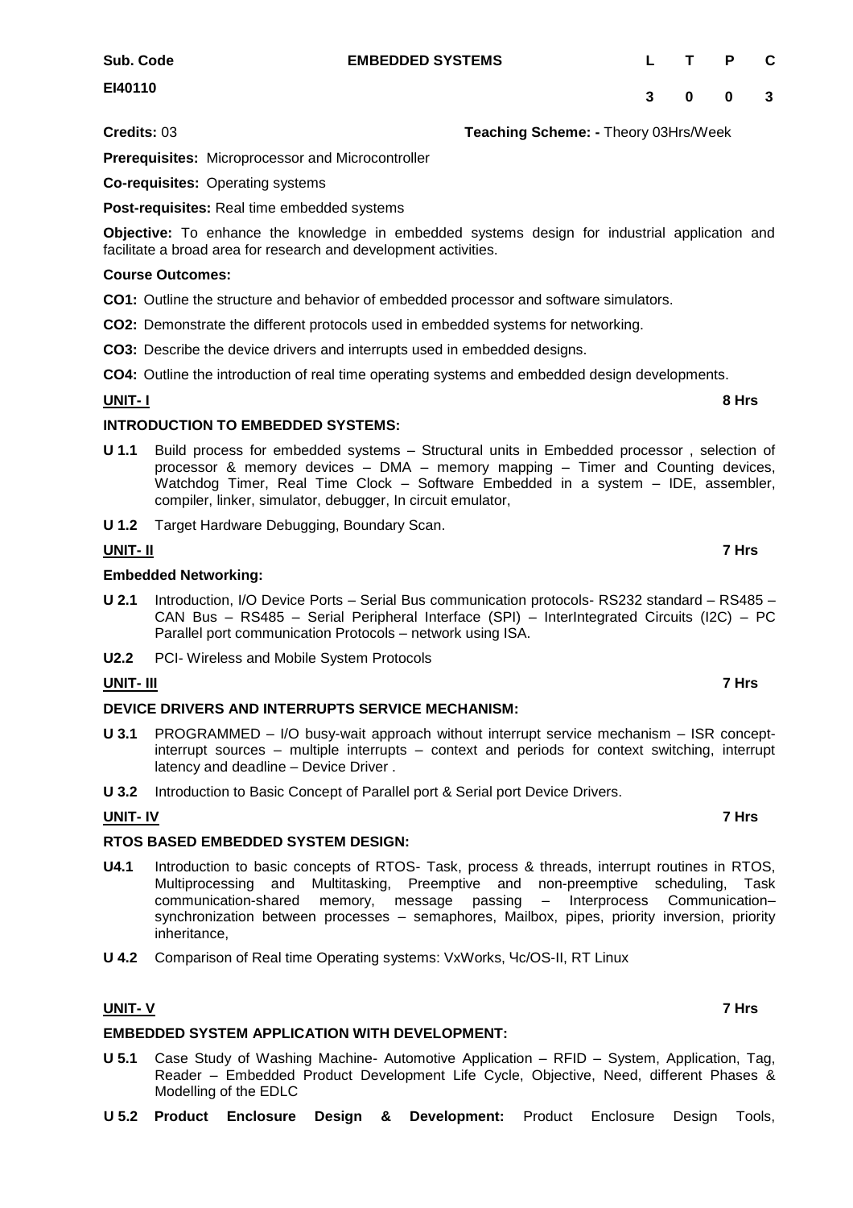| Sub. Code | EMBEDDED SYSTEMS | L | T | P | C |
|---|---|---|---|---|---|
| EI40110 | | 3 | 0 | 0 | 3 |

**Credits:** 03 **Teaching Scheme: -** Theory 03Hrs/Week

**Prerequisites:** Microprocessor and Microcontroller

**Co-requisites:** Operating systems

**Post-requisites:** Real time embedded systems

**Objective:** To enhance the knowledge in embedded systems design for industrial application and facilitate a broad area for research and development activities.

**Course Outcomes:**

**CO1:** Outline the structure and behavior of embedded processor and software simulators.

**CO2:** Demonstrate the different protocols used in embedded systems for networking.

**CO3:** Describe the device drivers and interrupts used in embedded designs.

**CO4:** Outline the introduction of real time operating systems and embedded design developments.

**UNIT- I** **8 Hrs**

**INTRODUCTION TO EMBEDDED SYSTEMS:**

**U 1.1** Build process for embedded systems – Structural units in Embedded processor , selection of processor & memory devices – DMA – memory mapping – Timer and Counting devices, Watchdog Timer, Real Time Clock – Software Embedded in a system – IDE, assembler, compiler, linker, simulator, debugger, In circuit emulator,

**U 1.2** Target Hardware Debugging, Boundary Scan.

**UNIT- II** **7 Hrs**

**Embedded Networking:**

**U 2.1** Introduction, I/O Device Ports – Serial Bus communication protocols- RS232 standard – RS485 – CAN Bus – RS485 – Serial Peripheral Interface (SPI) – InterIntegrated Circuits (I2C) – PC Parallel port communication Protocols – network using ISA.

**U2.2** PCI- Wireless and Mobile System Protocols

**UNIT- III** **7 Hrs**

**DEVICE DRIVERS AND INTERRUPTS SERVICE MECHANISM:**

**U 3.1** PROGRAMMED – I/O busy-wait approach without interrupt service mechanism – ISR concept- interrupt sources – multiple interrupts – context and periods for context switching, interrupt latency and deadline – Device Driver .

**U 3.2** Introduction to Basic Concept of Parallel port & Serial port Device Drivers.

**UNIT- IV** **7 Hrs**

**RTOS BASED EMBEDDED SYSTEM DESIGN:**

**U4.1** Introduction to basic concepts of RTOS- Task, process & threads, interrupt routines in RTOS, Multiprocessing and Multitasking, Preemptive and non-preemptive scheduling, Task communication-shared memory, message passing – Interprocess Communication– synchronization between processes – semaphores, Mailbox, pipes, priority inversion, priority inheritance,

**U 4.2** Comparison of Real time Operating systems: VxWorks, Чc/OS-II, RT Linux

**UNIT- V** **7 Hrs**

**EMBEDDED SYSTEM APPLICATION WITH DEVELOPMENT:**

**U 5.1** Case Study of Washing Machine- Automotive Application – RFID – System, Application, Tag, Reader – Embedded Product Development Life Cycle, Objective, Need, different Phases & Modelling of the EDLC

**U 5.2** **Product Enclosure Design & Development:** Product Enclosure Design Tools,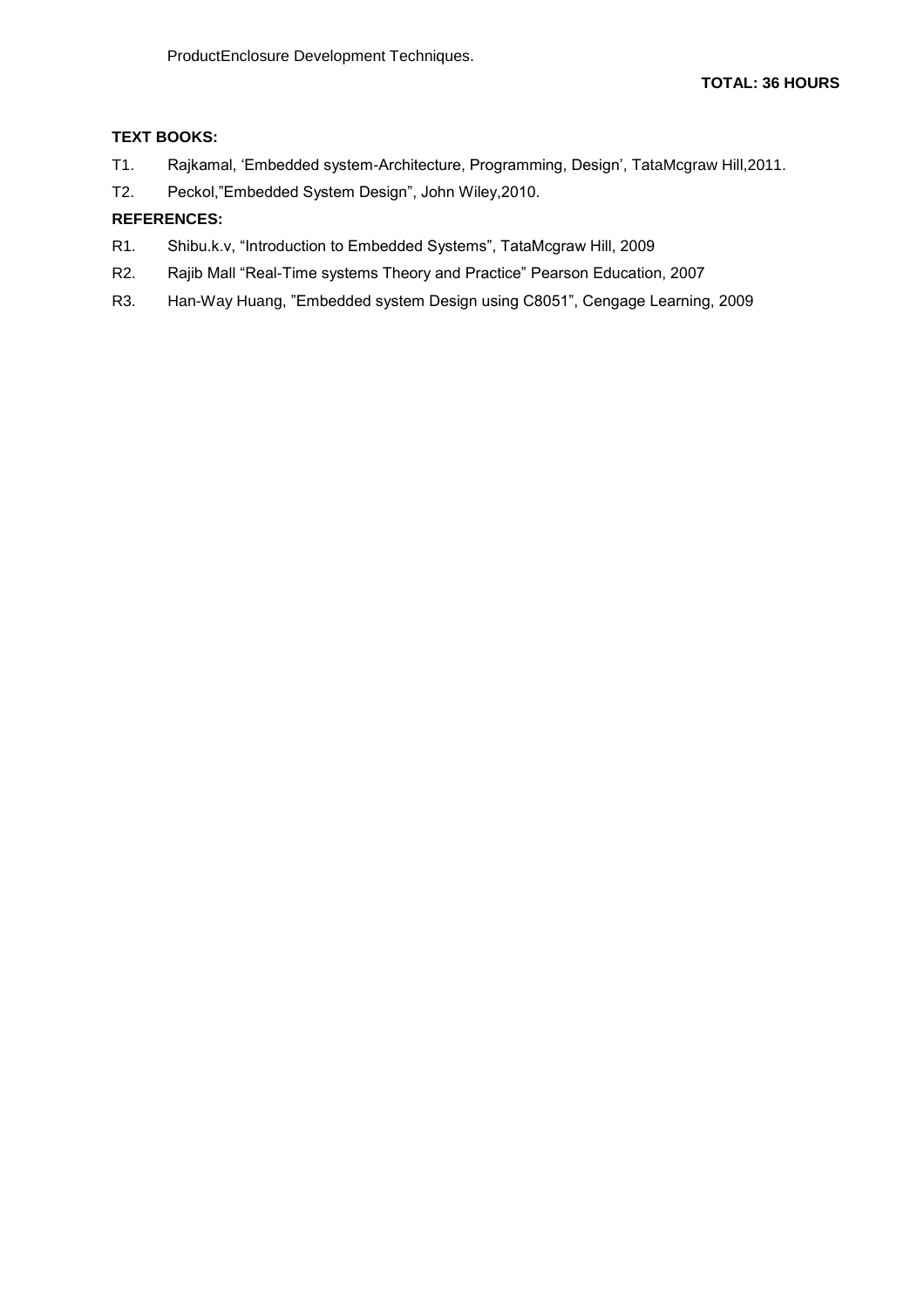ProductEnclosure Development Techniques.

**TOTAL: 36 HOURS**

**TEXT BOOKS:**

T1. Rajkamal, 'Embedded system-Architecture, Programming, Design', TataMcgraw Hill,2011.

T2. Peckol,"Embedded System Design", John Wiley,2010.

**REFERENCES:**

R1. Shibu.k.v, "Introduction to Embedded Systems", TataMcgraw Hill, 2009

R2. Rajib Mall "Real-Time systems Theory and Practice" Pearson Education, 2007

R3. Han-Way Huang, "Embedded system Design using C8051", Cengage Learning, 2009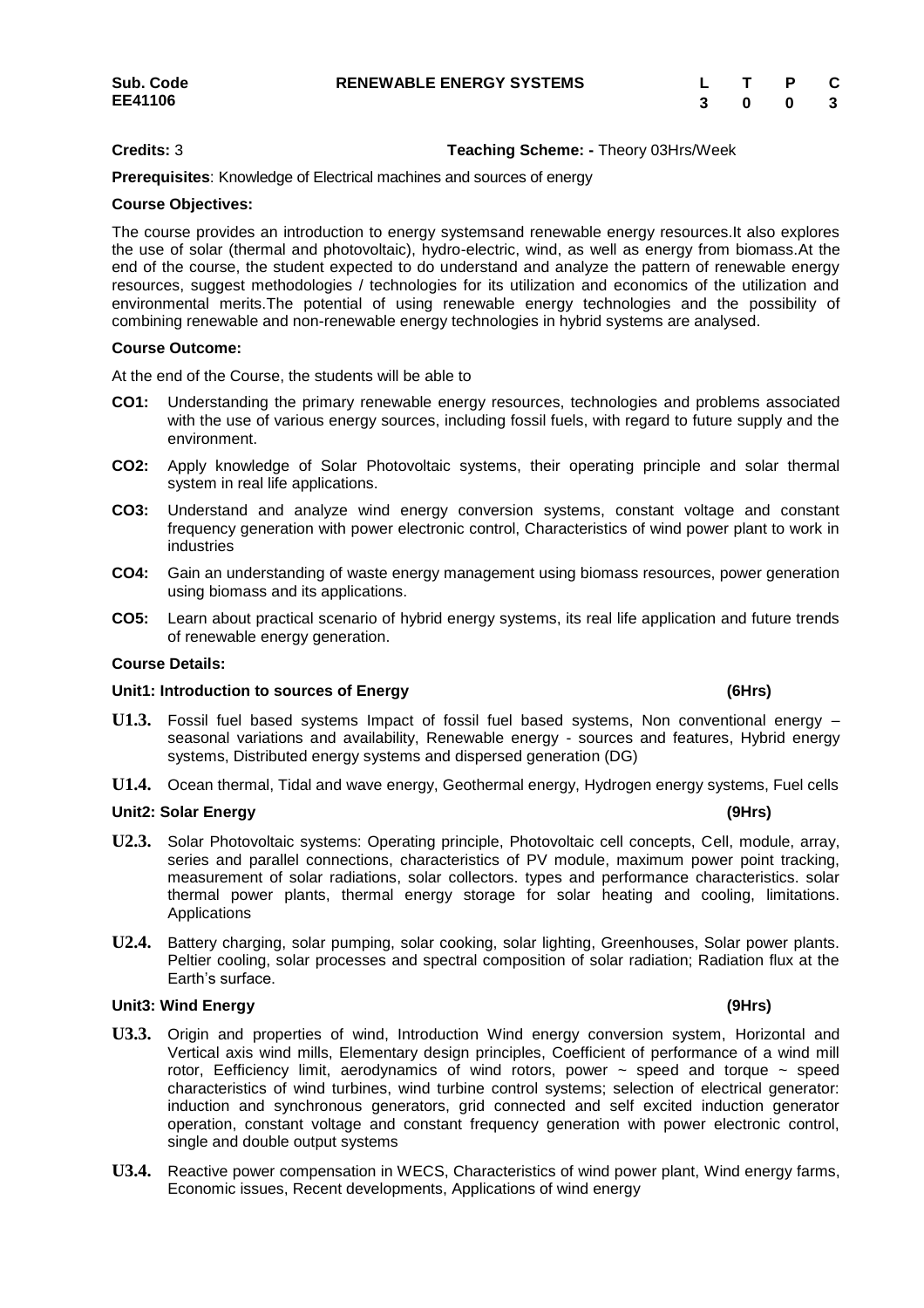| Sub. Code | RENEWABLE ENERGY SYSTEMS | L | T | P | C |
|---|---|---|---|---|---|
| EE41106 | | 3 | 0 | 0 | 3 |

**Credits:** 3 **Teaching Scheme: -** Theory 03Hrs/Week

**Prerequisites**: Knowledge of Electrical machines and sources of energy

**Course Objectives:**

The course provides an introduction to energy systemsand renewable energy resources.It also explores the use of solar (thermal and photovoltaic), hydro-electric, wind, as well as energy from biomass.At the end of the course, the student expected to do understand and analyze the pattern of renewable energy resources, suggest methodologies / technologies for its utilization and economics of the utilization and environmental merits.The potential of using renewable energy technologies and the possibility of combining renewable and non-renewable energy technologies in hybrid systems are analysed.

**Course Outcome:**

At the end of the Course, the students will be able to

- **CO1:** Understanding the primary renewable energy resources, technologies and problems associated with the use of various energy sources, including fossil fuels, with regard to future supply and the environment.
- **CO2:** Apply knowledge of Solar Photovoltaic systems, their operating principle and solar thermal system in real life applications.
- **CO3:** Understand and analyze wind energy conversion systems, constant voltage and constant frequency generation with power electronic control, Characteristics of wind power plant to work in industries
- **CO4:** Gain an understanding of waste energy management using biomass resources, power generation using biomass and its applications.
- **CO5:** Learn about practical scenario of hybrid energy systems, its real life application and future trends of renewable energy generation.

**Course Details:**

**Unit1: Introduction to sources of Energy (6Hrs)**

- **U1.3.** Fossil fuel based systems Impact of fossil fuel based systems, Non conventional energy – seasonal variations and availability, Renewable energy - sources and features, Hybrid energy systems, Distributed energy systems and dispersed generation (DG)
- **U1.4.** Ocean thermal, Tidal and wave energy, Geothermal energy, Hydrogen energy systems, Fuel cells

**Unit2: Solar Energy (9Hrs)**

- **U2.3.** Solar Photovoltaic systems: Operating principle, Photovoltaic cell concepts, Cell, module, array, series and parallel connections, characteristics of PV module, maximum power point tracking, measurement of solar radiations, solar collectors. types and performance characteristics. solar thermal power plants, thermal energy storage for solar heating and cooling, limitations. Applications
- **U2.4.** Battery charging, solar pumping, solar cooking, solar lighting, Greenhouses, Solar power plants. Peltier cooling, solar processes and spectral composition of solar radiation; Radiation flux at the Earth's surface.

**Unit3: Wind Energy (9Hrs)**

- **U3.3.** Origin and properties of wind, Introduction Wind energy conversion system, Horizontal and Vertical axis wind mills, Elementary design principles, Coefficient of performance of a wind mill rotor, Eefficiency limit, aerodynamics of wind rotors, power ~ speed and torque ~ speed characteristics of wind turbines, wind turbine control systems; selection of electrical generator: induction and synchronous generators, grid connected and self excited induction generator operation, constant voltage and constant frequency generation with power electronic control, single and double output systems
- **U3.4.** Reactive power compensation in WECS, Characteristics of wind power plant, Wind energy farms, Economic issues, Recent developments, Applications of wind energy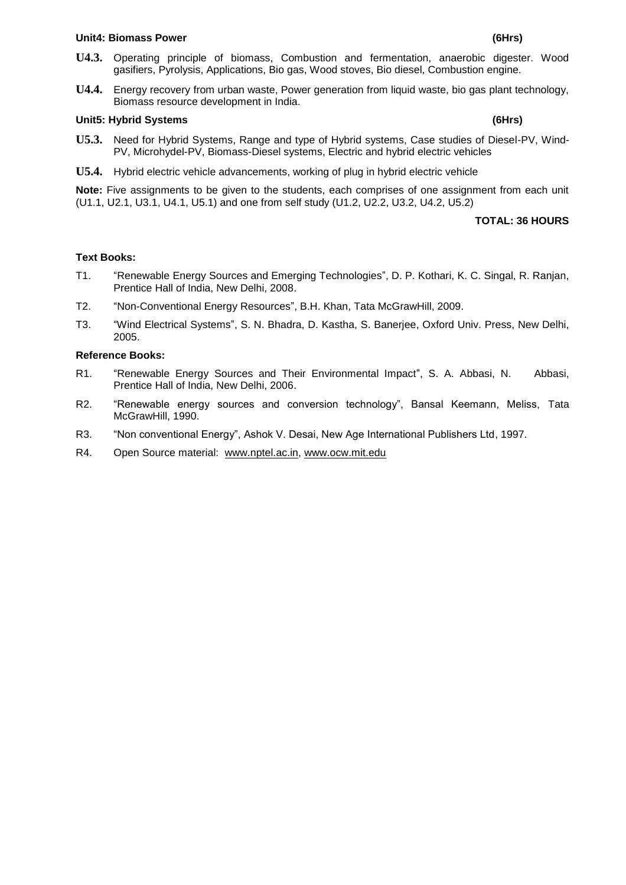**Unit4: Biomass Power** **(6Hrs)**

**U4.3.** Operating principle of biomass, Combustion and fermentation, anaerobic digester. Wood gasifiers, Pyrolysis, Applications, Bio gas, Wood stoves, Bio diesel, Combustion engine.

**U4.4.** Energy recovery from urban waste, Power generation from liquid waste, bio gas plant technology, Biomass resource development in India.

**Unit5: Hybrid Systems** **(6Hrs)**

**U5.3.** Need for Hybrid Systems, Range and type of Hybrid systems, Case studies of Diesel-PV, Wind-PV, Microhydel-PV, Biomass-Diesel systems, Electric and hybrid electric vehicles

**U5.4.** Hybrid electric vehicle advancements, working of plug in hybrid electric vehicle

**Note:** Five assignments to be given to the students, each comprises of one assignment from each unit (U1.1, U2.1, U3.1, U4.1, U5.1) and one from self study (U1.2, U2.2, U3.2, U4.2, U5.2)

**TOTAL: 36 HOURS**

**Text Books:**

T1. "Renewable Energy Sources and Emerging Technologies", D. P. Kothari, K. C. Singal, R. Ranjan, Prentice Hall of India, New Delhi, 2008.

T2. "Non-Conventional Energy Resources", B.H. Khan, Tata McGrawHill, 2009.

T3. "Wind Electrical Systems", S. N. Bhadra, D. Kastha, S. Banerjee, Oxford Univ. Press, New Delhi, 2005.

**Reference Books:**

R1. "Renewable Energy Sources and Their Environmental Impact", S. A. Abbasi, N. Abbasi, Prentice Hall of India, New Delhi, 2006.

R2. "Renewable energy sources and conversion technology", Bansal Keemann, Meliss, Tata McGrawHill, 1990.

R3. "Non conventional Energy", Ashok V. Desai, New Age International Publishers Ltd, 1997.

R4. Open Source material: www.nptel.ac.in, www.ocw.mit.edu